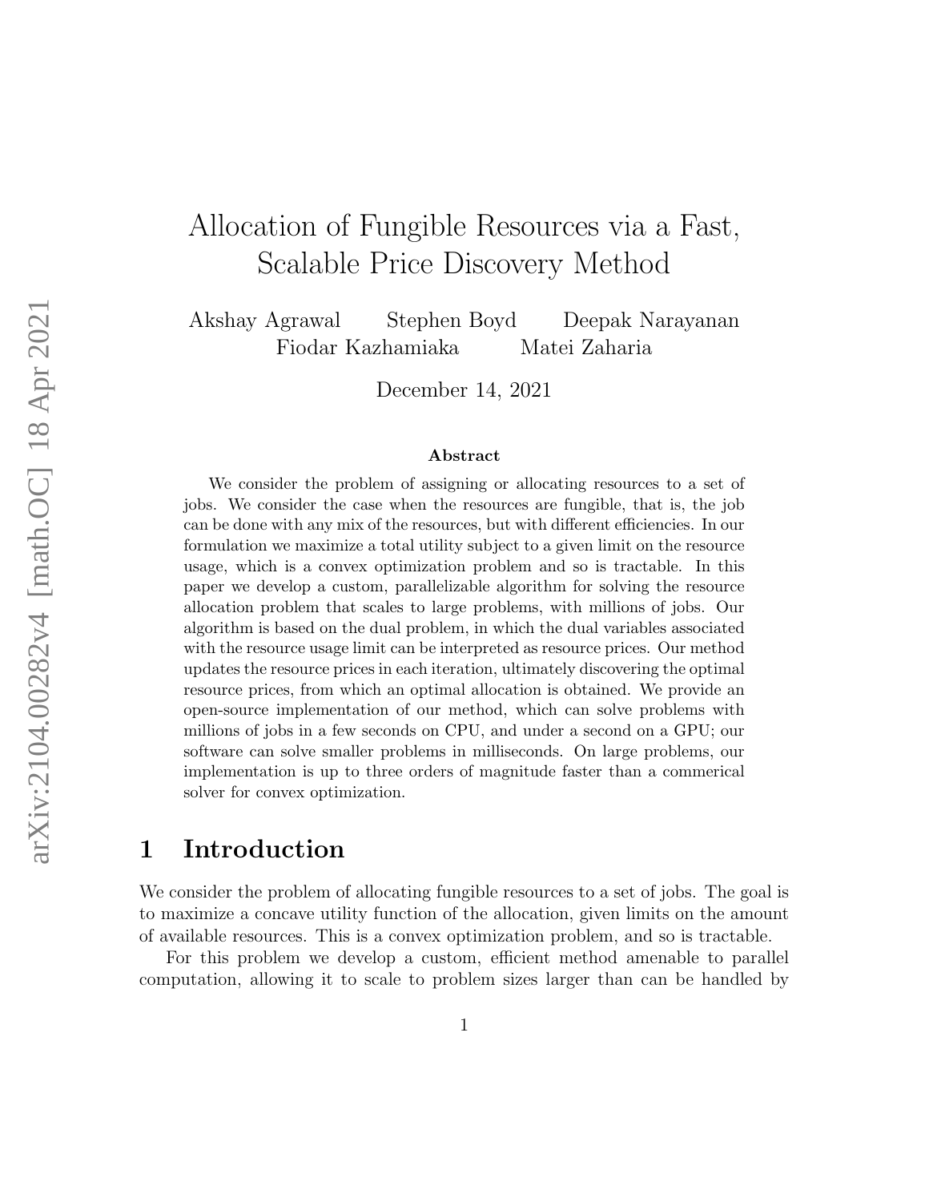# Allocation of Fungible Resources via a Fast, Scalable Price Discovery Method

Akshay Agrawal   Stephen Boyd   Deepak Narayanan
Fiodar Kazhamiaka   Matei Zaharia

December 14, 2021

### Abstract

We consider the problem of assigning or allocating resources to a set of jobs. We consider the case when the resources are fungible, that is, the job can be done with any mix of the resources, but with different efficiencies. In our formulation we maximize a total utility subject to a given limit on the resource usage, which is a convex optimization problem and so is tractable. In this paper we develop a custom, parallelizable algorithm for solving the resource allocation problem that scales to large problems, with millions of jobs. Our algorithm is based on the dual problem, in which the dual variables associated with the resource usage limit can be interpreted as resource prices. Our method updates the resource prices in each iteration, ultimately discovering the optimal resource prices, from which an optimal allocation is obtained. We provide an open-source implementation of our method, which can solve problems with millions of jobs in a few seconds on CPU, and under a second on a GPU; our software can solve smaller problems in milliseconds. On large problems, our implementation is up to three orders of magnitude faster than a commerical solver for convex optimization.

## 1 Introduction

We consider the problem of allocating fungible resources to a set of jobs. The goal is to maximize a concave utility function of the allocation, given limits on the amount of available resources. This is a convex optimization problem, and so is tractable.

For this problem we develop a custom, efficient method amenable to parallel computation, allowing it to scale to problem sizes larger than can be handled by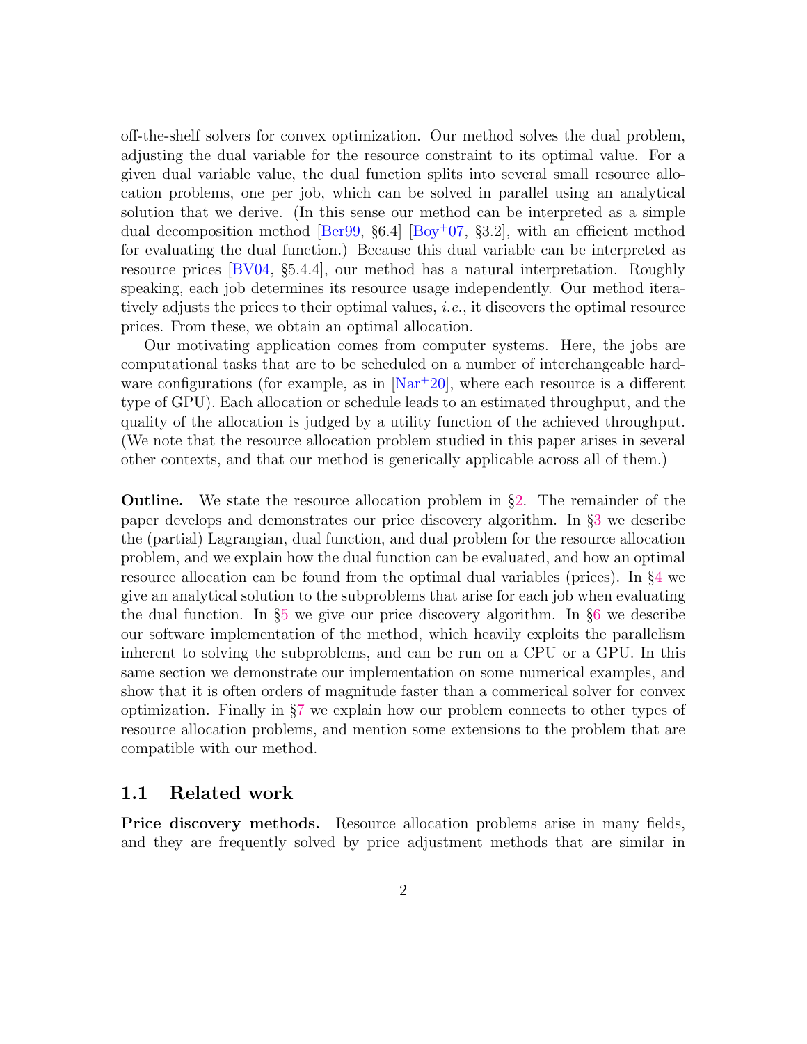off-the-shelf solvers for convex optimization. Our method solves the dual problem, adjusting the dual variable for the resource constraint to its optimal value. For a given dual variable value, the dual function splits into several small resource allocation problems, one per job, which can be solved in parallel using an analytical solution that we derive. (In this sense our method can be interpreted as a simple dual decomposition method [Ber99, §6.4] [Boy+07, §3.2], with an efficient method for evaluating the dual function.) Because this dual variable can be interpreted as resource prices [BV04, §5.4.4], our method has a natural interpretation. Roughly speaking, each job determines its resource usage independently. Our method iteratively adjusts the prices to their optimal values, *i.e.*, it discovers the optimal resource prices. From these, we obtain an optimal allocation.

Our motivating application comes from computer systems. Here, the jobs are computational tasks that are to be scheduled on a number of interchangeable hardware configurations (for example, as in [Nar+20], where each resource is a different type of GPU). Each allocation or schedule leads to an estimated throughput, and the quality of the allocation is judged by a utility function of the achieved throughput. (We note that the resource allocation problem studied in this paper arises in several other contexts, and that our method is generically applicable across all of them.)

**Outline.** We state the resource allocation problem in §2. The remainder of the paper develops and demonstrates our price discovery algorithm. In §3 we describe the (partial) Lagrangian, dual function, and dual problem for the resource allocation problem, and we explain how the dual function can be evaluated, and how an optimal resource allocation can be found from the optimal dual variables (prices). In §4 we give an analytical solution to the subproblems that arise for each job when evaluating the dual function. In §5 we give our price discovery algorithm. In §6 we describe our software implementation of the method, which heavily exploits the parallelism inherent to solving the subproblems, and can be run on a CPU or a GPU. In this same section we demonstrate our implementation on some numerical examples, and show that it is often orders of magnitude faster than a commerical solver for convex optimization. Finally in §7 we explain how our problem connects to other types of resource allocation problems, and mention some extensions to the problem that are compatible with our method.

## 1.1 Related work

**Price discovery methods.** Resource allocation problems arise in many fields, and they are frequently solved by price adjustment methods that are similar in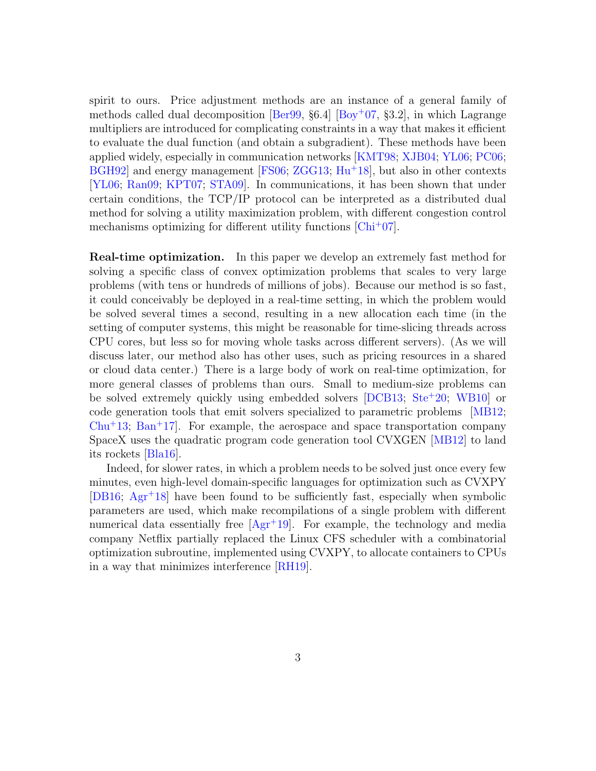spirit to ours. Price adjustment methods are an instance of a general family of methods called dual decomposition [Ber99, §6.4] [Boy+07, §3.2], in which Lagrange multipliers are introduced for complicating constraints in a way that makes it efficient to evaluate the dual function (and obtain a subgradient). These methods have been applied widely, especially in communication networks [KMT98; XJB04; YL06; PC06; BGH92] and energy management [FS06; ZGG13; Hu+18], but also in other contexts [YL06; Ran09; KPT07; STA09]. In communications, it has been shown that under certain conditions, the TCP/IP protocol can be interpreted as a distributed dual method for solving a utility maximization problem, with different congestion control mechanisms optimizing for different utility functions [Chi+07].

**Real-time optimization.** In this paper we develop an extremely fast method for solving a specific class of convex optimization problems that scales to very large problems (with tens or hundreds of millions of jobs). Because our method is so fast, it could conceivably be deployed in a real-time setting, in which the problem would be solved several times a second, resulting in a new allocation each time (in the setting of computer systems, this might be reasonable for time-slicing threads across CPU cores, but less so for moving whole tasks across different servers). (As we will discuss later, our method also has other uses, such as pricing resources in a shared or cloud data center.) There is a large body of work on real-time optimization, for more general classes of problems than ours. Small to medium-size problems can be solved extremely quickly using embedded solvers [DCB13; Ste+20; WB10] or code generation tools that emit solvers specialized to parametric problems [MB12; Chu+13; Ban+17]. For example, the aerospace and space transportation company SpaceX uses the quadratic program code generation tool CVXGEN [MB12] to land its rockets [Bla16].

Indeed, for slower rates, in which a problem needs to be solved just once every few minutes, even high-level domain-specific languages for optimization such as CVXPY [DB16; Agr+18] have been found to be sufficiently fast, especially when symbolic parameters are used, which make recompilations of a single problem with different numerical data essentially free [Agr+19]. For example, the technology and media company Netflix partially replaced the Linux CFS scheduler with a combinatorial optimization subroutine, implemented using CVXPY, to allocate containers to CPUs in a way that minimizes interference [RH19].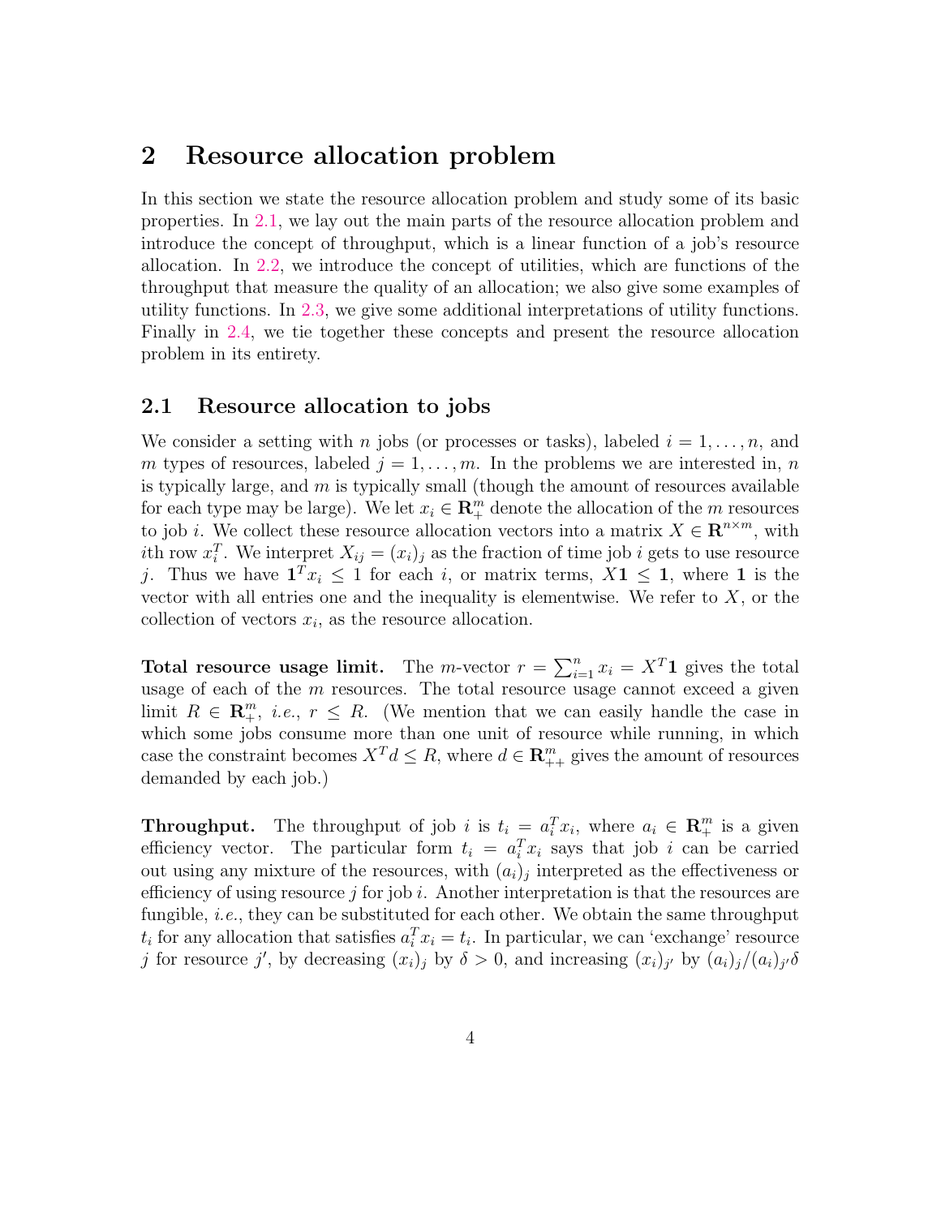## 2 Resource allocation problem

In this section we state the resource allocation problem and study some of its basic properties. In 2.1, we lay out the main parts of the resource allocation problem and introduce the concept of throughput, which is a linear function of a job's resource allocation. In 2.2, we introduce the concept of utilities, which are functions of the throughput that measure the quality of an allocation; we also give some examples of utility functions. In 2.3, we give some additional interpretations of utility functions. Finally in 2.4, we tie together these concepts and present the resource allocation problem in its entirety.

### 2.1 Resource allocation to jobs

We consider a setting with $n$ jobs (or processes or tasks), labeled $i = 1, \ldots, n$, and $m$ types of resources, labeled $j = 1, \ldots, m$. In the problems we are interested in, $n$ is typically large, and $m$ is typically small (though the amount of resources available for each type may be large). We let $x_i \in \mathbf{R}_+^m$ denote the allocation of the $m$ resources to job $i$. We collect these resource allocation vectors into a matrix $X \in \mathbf{R}^{n \times m}$, with $i$th row $x_i^T$. We interpret $X_{ij} = (x_i)_j$ as the fraction of time job $i$ gets to use resource $j$. Thus we have $\mathbf{1}^T x_i \leq 1$ for each $i$, or matrix terms, $X\mathbf{1} \leq \mathbf{1}$, where $\mathbf{1}$ is the vector with all entries one and the inequality is elementwise. We refer to $X$, or the collection of vectors $x_i$, as the resource allocation.

**Total resource usage limit.** The $m$-vector $r = \sum_{i=1}^n x_i = X^T \mathbf{1}$ gives the total usage of each of the $m$ resources. The total resource usage cannot exceed a given limit $R \in \mathbf{R}_+^m$, *i.e.*, $r \leq R$. (We mention that we can easily handle the case in which some jobs consume more than one unit of resource while running, in which case the constraint becomes $X^T d \leq R$, where $d \in \mathbf{R}_{++}^m$ gives the amount of resources demanded by each job.)

**Throughput.** The throughput of job $i$ is $t_i = a_i^T x_i$, where $a_i \in \mathbf{R}_+^m$ is a given efficiency vector. The particular form $t_i = a_i^T x_i$ says that job $i$ can be carried out using any mixture of the resources, with $(a_i)_j$ interpreted as the effectiveness or efficiency of using resource $j$ for job $i$. Another interpretation is that the resources are fungible, *i.e.*, they can be substituted for each other. We obtain the same throughput $t_i$ for any allocation that satisfies $a_i^T x_i = t_i$. In particular, we can 'exchange' resource $j$ for resource $j'$, by decreasing $(x_i)_j$ by $\delta > 0$, and increasing $(x_i)_{j'}$ by $(a_i)_j/(a_i)_{j'}\delta$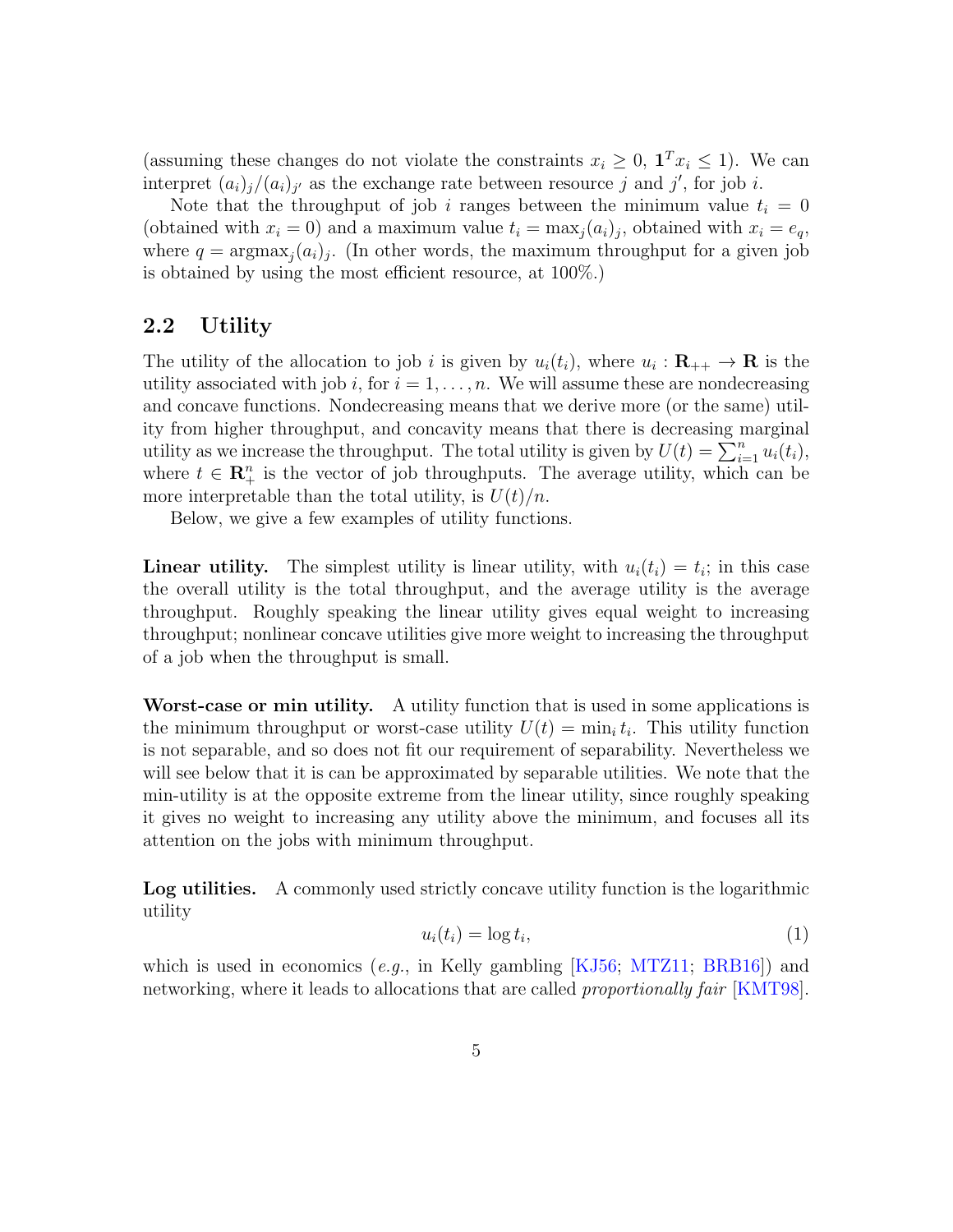(assuming these changes do not violate the constraints $x_i \geq 0$, $\mathbf{1}^T x_i \leq 1$). We can interpret $(a_i)_j/(a_i)_{j'}$ as the exchange rate between resource $j$ and $j'$, for job $i$.

Note that the throughput of job $i$ ranges between the minimum value $t_i = 0$ (obtained with $x_i = 0$) and a maximum value $t_i = \max_j (a_i)_j$, obtained with $x_i = e_q$, where $q = \operatorname{argmax}_j (a_i)_j$. (In other words, the maximum throughput for a given job is obtained by using the most efficient resource, at 100%.)

## 2.2 Utility

The utility of the allocation to job $i$ is given by $u_i(t_i)$, where $u_i : \mathbf{R}_{++} \to \mathbf{R}$ is the utility associated with job $i$, for $i = 1, \ldots, n$. We will assume these are nondecreasing and concave functions. Nondecreasing means that we derive more (or the same) utility from higher throughput, and concavity means that there is decreasing marginal utility as we increase the throughput. The total utility is given by $U(t) = \sum_{i=1}^n u_i(t_i)$, where $t \in \mathbf{R}_+^n$ is the vector of job throughputs. The average utility, which can be more interpretable than the total utility, is $U(t)/n$.

Below, we give a few examples of utility functions.

**Linear utility.** The simplest utility is linear utility, with $u_i(t_i) = t_i$; in this case the overall utility is the total throughput, and the average utility is the average throughput. Roughly speaking the linear utility gives equal weight to increasing throughput; nonlinear concave utilities give more weight to increasing the throughput of a job when the throughput is small.

**Worst-case or min utility.** A utility function that is used in some applications is the minimum throughput or worst-case utility $U(t) = \min_i t_i$. This utility function is not separable, and so does not fit our requirement of separability. Nevertheless we will see below that it is can be approximated by separable utilities. We note that the min-utility is at the opposite extreme from the linear utility, since roughly speaking it gives no weight to increasing any utility above the minimum, and focuses all its attention on the jobs with minimum throughput.

**Log utilities.** A commonly used strictly concave utility function is the logarithmic utility

$$u_i(t_i) = \log t_i, \tag{1}$$

which is used in economics (*e.g.*, in Kelly gambling [KJ56; MTZ11; BRB16]) and networking, where it leads to allocations that are called *proportionally fair* [KMT98].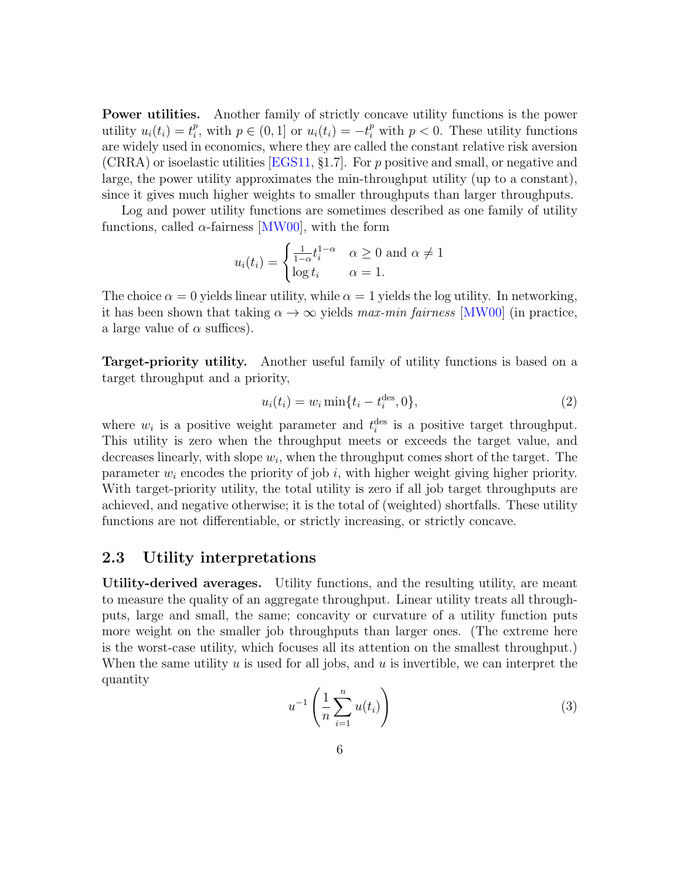**Power utilities.** Another family of strictly concave utility functions is the power utility $u_i(t_i) = t_i^p$, with $p \in (0, 1]$ or $u_i(t_i) = -t_i^p$ with $p < 0$. These utility functions are widely used in economics, where they are called the constant relative risk aversion (CRRA) or isoelastic utilities [EGS11, §1.7]. For $p$ positive and small, or negative and large, the power utility approximates the min-throughput utility (up to a constant), since it gives much higher weights to smaller throughputs than larger throughputs.

Log and power utility functions are sometimes described as one family of utility functions, called $\alpha$-fairness [MW00], with the form

$$u_i(t_i) = \begin{cases} \frac{1}{1-\alpha} t_i^{1-\alpha} & \alpha \geq 0 \text{ and } \alpha \neq 1 \\ \log t_i & \alpha = 1. \end{cases}$$

The choice $\alpha = 0$ yields linear utility, while $\alpha = 1$ yields the log utility. In networking, it has been shown that taking $\alpha \to \infty$ yields *max-min fairness* [MW00] (in practice, a large value of $\alpha$ suffices).

**Target-priority utility.** Another useful family of utility functions is based on a target throughput and a priority,

$$u_i(t_i) = w_i \min\{t_i - t_i^{\text{des}}, 0\}, \tag{2}$$

where $w_i$ is a positive weight parameter and $t_i^{\text{des}}$ is a positive target throughput. This utility is zero when the throughput meets or exceeds the target value, and decreases linearly, with slope $w_i$, when the throughput comes short of the target. The parameter $w_i$ encodes the priority of job $i$, with higher weight giving higher priority. With target-priority utility, the total utility is zero if all job target throughputs are achieved, and negative otherwise; it is the total of (weighted) shortfalls. These utility functions are not differentiable, or strictly increasing, or strictly concave.

## 2.3 Utility interpretations

**Utility-derived averages.** Utility functions, and the resulting utility, are meant to measure the quality of an aggregate throughput. Linear utility treats all throughputs, large and small, the same; concavity or curvature of a utility function puts more weight on the smaller job throughputs than larger ones. (The extreme here is the worst-case utility, which focuses all its attention on the smallest throughput.) When the same utility $u$ is used for all jobs, and $u$ is invertible, we can interpret the quantity

$$u^{-1}\left(\frac{1}{n}\sum_{i=1}^{n} u(t_i)\right) \tag{3}$$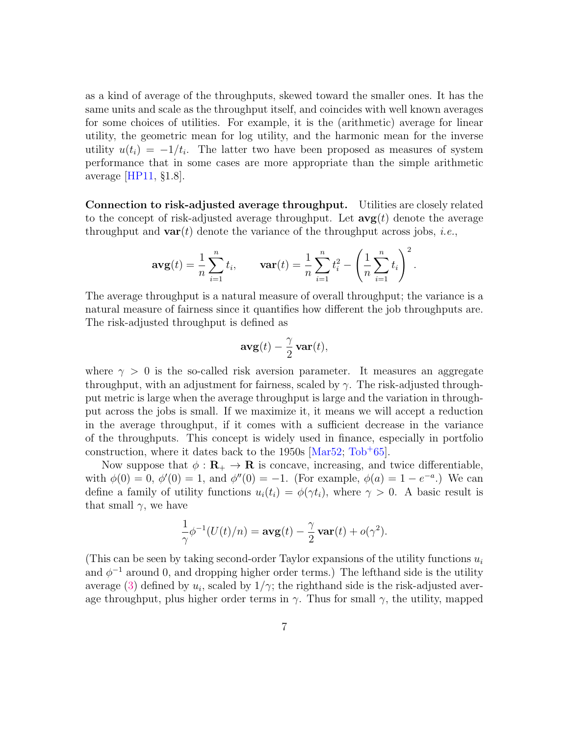as a kind of average of the throughputs, skewed toward the smaller ones. It has the same units and scale as the throughput itself, and coincides with well known averages for some choices of utilities. For example, it is the (arithmetic) average for linear utility, the geometric mean for log utility, and the harmonic mean for the inverse utility $u(t_i) = -1/t_i$. The latter two have been proposed as measures of system performance that in some cases are more appropriate than the simple arithmetic average [HP11, §1.8].

**Connection to risk-adjusted average throughput.** Utilities are closely related to the concept of risk-adjusted average throughput. Let $\mathbf{avg}(t)$ denote the average throughput and $\mathbf{var}(t)$ denote the variance of the throughput across jobs, *i.e.*,

$$\mathbf{avg}(t) = \frac{1}{n}\sum_{i=1}^{n} t_i, \qquad \mathbf{var}(t) = \frac{1}{n}\sum_{i=1}^{n} t_i^2 - \left(\frac{1}{n}\sum_{i=1}^{n} t_i\right)^2.$$

The average throughput is a natural measure of overall throughput; the variance is a natural measure of fairness since it quantifies how different the job throughputs are. The risk-adjusted throughput is defined as

$$\mathbf{avg}(t) - \frac{\gamma}{2}\,\mathbf{var}(t),$$

where $\gamma > 0$ is the so-called risk aversion parameter. It measures an aggregate throughput, with an adjustment for fairness, scaled by $\gamma$. The risk-adjusted throughput metric is large when the average throughput is large and the variation in throughput across the jobs is small. If we maximize it, it means we will accept a reduction in the average throughput, if it comes with a sufficient decrease in the variance of the throughputs. This concept is widely used in finance, especially in portfolio construction, where it dates back to the 1950s [Mar52; Tob+65].

Now suppose that $\phi : \mathbf{R}_+ \to \mathbf{R}$ is concave, increasing, and twice differentiable, with $\phi(0) = 0$, $\phi'(0) = 1$, and $\phi''(0) = -1$. (For example, $\phi(a) = 1 - e^{-a}$.) We can define a family of utility functions $u_i(t_i) = \phi(\gamma t_i)$, where $\gamma > 0$. A basic result is that small $\gamma$, we have

$$\frac{1}{\gamma}\phi^{-1}(U(t)/n) = \mathbf{avg}(t) - \frac{\gamma}{2}\,\mathbf{var}(t) + o(\gamma^2).$$

(This can be seen by taking second-order Taylor expansions of the utility functions $u_i$ and $\phi^{-1}$ around 0, and dropping higher order terms.) The lefthand side is the utility average (3) defined by $u_i$, scaled by $1/\gamma$; the righthand side is the risk-adjusted average throughput, plus higher order terms in $\gamma$. Thus for small $\gamma$, the utility, mapped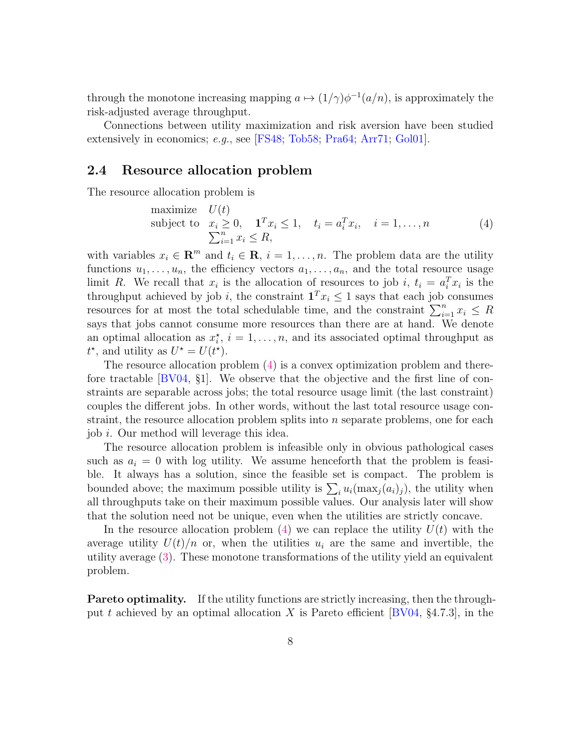through the monotone increasing mapping $a \mapsto (1/\gamma)\phi^{-1}(a/n)$, is approximately the risk-adjusted average throughput.

Connections between utility maximization and risk aversion have been studied extensively in economics; *e.g.*, see [FS48; Tob58; Pra64; Arr71; Gol01].

## 2.4 Resource allocation problem

The resource allocation problem is

$$
\begin{array}{ll}
\text{maximize} & U(t) \\
\text{subject to} & x_i \geq 0, \quad \mathbf{1}^T x_i \leq 1, \quad t_i = a_i^T x_i, \quad i = 1, \ldots, n \\
& \sum_{i=1}^n x_i \leq R,
\end{array}
\tag{4}
$$

with variables $x_i \in \mathbf{R}^m$ and $t_i \in \mathbf{R}$, $i = 1, \ldots, n$. The problem data are the utility functions $u_1, \ldots, u_n$, the efficiency vectors $a_1, \ldots, a_n$, and the total resource usage limit $R$. We recall that $x_i$ is the allocation of resources to job $i$, $t_i = a_i^T x_i$ is the throughput achieved by job $i$, the constraint $\mathbf{1}^T x_i \leq 1$ says that each job consumes resources for at most the total schedulable time, and the constraint $\sum_{i=1}^n x_i \leq R$ says that jobs cannot consume more resources than there are at hand. We denote an optimal allocation as $x_i^\star$, $i = 1, \ldots, n$, and its associated optimal throughput as $t^\star$, and utility as $U^\star = U(t^\star)$.

The resource allocation problem (4) is a convex optimization problem and therefore tractable [BV04, §1]. We observe that the objective and the first line of constraints are separable across jobs; the total resource usage limit (the last constraint) couples the different jobs. In other words, without the last total resource usage constraint, the resource allocation problem splits into $n$ separate problems, one for each job $i$. Our method will leverage this idea.

The resource allocation problem is infeasible only in obvious pathological cases such as $a_i = 0$ with log utility. We assume henceforth that the problem is feasible. It always has a solution, since the feasible set is compact. The problem is bounded above; the maximum possible utility is $\sum_i u_i(\max_j (a_i)_j)$, the utility when all throughputs take on their maximum possible values. Our analysis later will show that the solution need not be unique, even when the utilities are strictly concave.

In the resource allocation problem (4) we can replace the utility $U(t)$ with the average utility $U(t)/n$ or, when the utilities $u_i$ are the same and invertible, the utility average (3). These monotone transformations of the utility yield an equivalent problem.

**Pareto optimality.** If the utility functions are strictly increasing, then the throughput $t$ achieved by an optimal allocation $X$ is Pareto efficient [BV04, §4.7.3], in the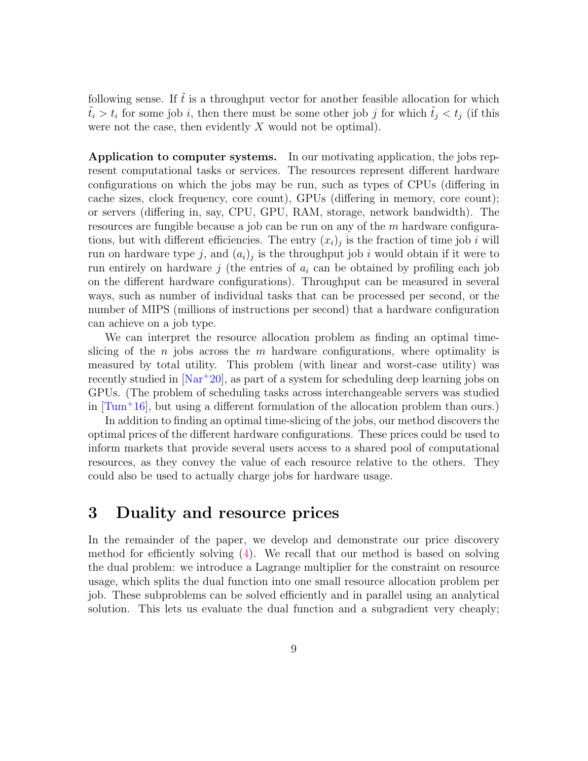following sense. If $\tilde{t}$ is a throughput vector for another feasible allocation for which $\tilde{t}_i > t_i$ for some job $i$, then there must be some other job $j$ for which $\tilde{t}_j < t_j$ (if this were not the case, then evidently $X$ would not be optimal).

**Application to computer systems.** In our motivating application, the jobs represent computational tasks or services. The resources represent different hardware configurations on which the jobs may be run, such as types of CPUs (differing in cache sizes, clock frequency, core count), GPUs (differing in memory, core count); or servers (differing in, say, CPU, GPU, RAM, storage, network bandwidth). The resources are fungible because a job can be run on any of the $m$ hardware configurations, but with different efficiencies. The entry $(x_i)_j$ is the fraction of time job $i$ will run on hardware type $j$, and $(a_i)_j$ is the throughput job $i$ would obtain if it were to run entirely on hardware $j$ (the entries of $a_i$ can be obtained by profiling each job on the different hardware configurations). Throughput can be measured in several ways, such as number of individual tasks that can be processed per second, or the number of MIPS (millions of instructions per second) that a hardware configuration can achieve on a job type.

We can interpret the resource allocation problem as finding an optimal time-slicing of the $n$ jobs across the $m$ hardware configurations, where optimality is measured by total utility. This problem (with linear and worst-case utility) was recently studied in [Nar+20], as part of a system for scheduling deep learning jobs on GPUs. (The problem of scheduling tasks across interchangeable servers was studied in [Tum+16], but using a different formulation of the allocation problem than ours.)

In addition to finding an optimal time-slicing of the jobs, our method discovers the optimal prices of the different hardware configurations. These prices could be used to inform markets that provide several users access to a shared pool of computational resources, as they convey the value of each resource relative to the others. They could also be used to actually charge jobs for hardware usage.

# 3 Duality and resource prices

In the remainder of the paper, we develop and demonstrate our price discovery method for efficiently solving (4). We recall that our method is based on solving the dual problem: we introduce a Lagrange multiplier for the constraint on resource usage, which splits the dual function into one small resource allocation problem per job. These subproblems can be solved efficiently and in parallel using an analytical solution. This lets us evaluate the dual function and a subgradient very cheaply;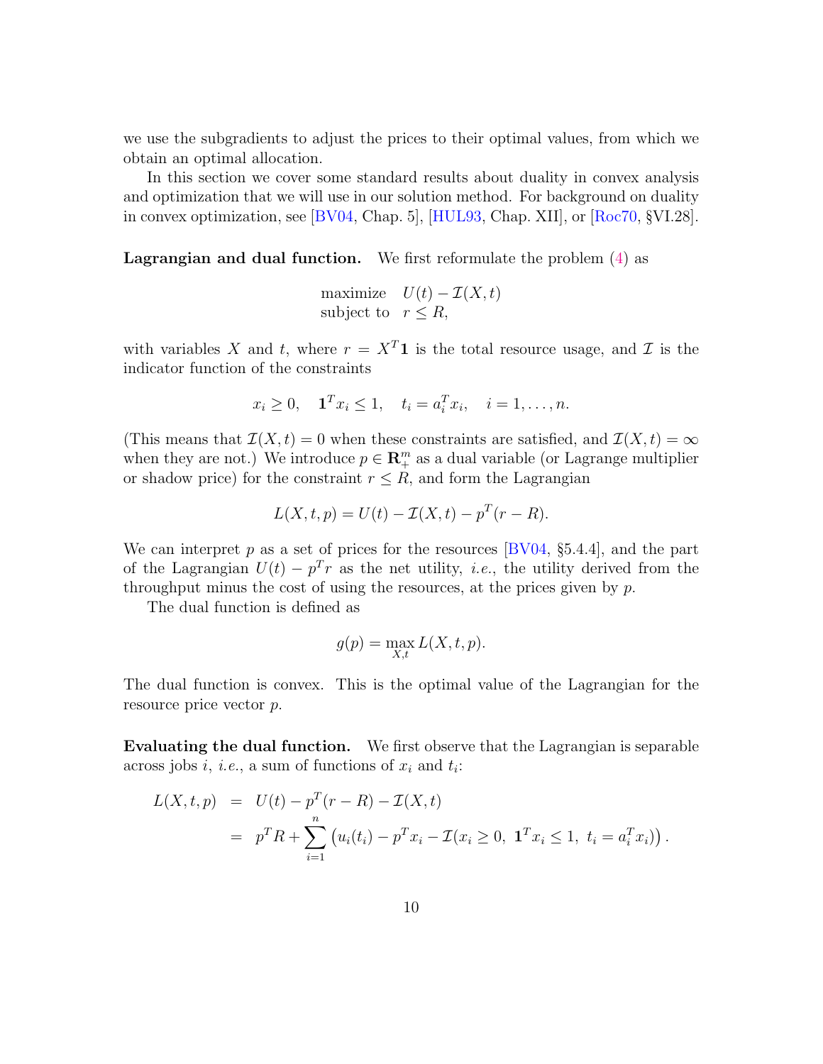we use the subgradients to adjust the prices to their optimal values, from which we obtain an optimal allocation.

In this section we cover some standard results about duality in convex analysis and optimization that we will use in our solution method. For background on duality in convex optimization, see [BV04, Chap. 5], [HUL93, Chap. XII], or [Roc70, §VI.28].

**Lagrangian and dual function.** We first reformulate the problem (4) as

$$
\begin{array}{ll}
\text{maximize} & U(t) - \mathcal{I}(X,t) \\
\text{subject to} & r \leq R,
\end{array}
$$

with variables $X$ and $t$, where $r = X^T \mathbf{1}$ is the total resource usage, and $\mathcal{I}$ is the indicator function of the constraints

$$
x_i \geq 0, \quad \mathbf{1}^T x_i \leq 1, \quad t_i = a_i^T x_i, \quad i = 1, \ldots, n.
$$

(This means that $\mathcal{I}(X,t) = 0$ when these constraints are satisfied, and $\mathcal{I}(X,t) = \infty$ when they are not.) We introduce $p \in \mathbf{R}_+^m$ as a dual variable (or Lagrange multiplier or shadow price) for the constraint $r \leq R$, and form the Lagrangian

$$
L(X,t,p) = U(t) - \mathcal{I}(X,t) - p^T(r - R).
$$

We can interpret $p$ as a set of prices for the resources [BV04, §5.4.4], and the part of the Lagrangian $U(t) - p^T r$ as the net utility, *i.e.*, the utility derived from the throughput minus the cost of using the resources, at the prices given by $p$.

The dual function is defined as

$$
g(p) = \max_{X,t} L(X,t,p).
$$

The dual function is convex. This is the optimal value of the Lagrangian for the resource price vector $p$.

**Evaluating the dual function.** We first observe that the Lagrangian is separable across jobs $i$, *i.e.*, a sum of functions of $x_i$ and $t_i$:

$$
\begin{aligned}
L(X,t,p) &= U(t) - p^T(r - R) - \mathcal{I}(X,t) \\
&= p^T R + \sum_{i=1}^{n} \left( u_i(t_i) - p^T x_i - \mathcal{I}(x_i \geq 0, \ \mathbf{1}^T x_i \leq 1, \ t_i = a_i^T x_i) \right).
\end{aligned}
$$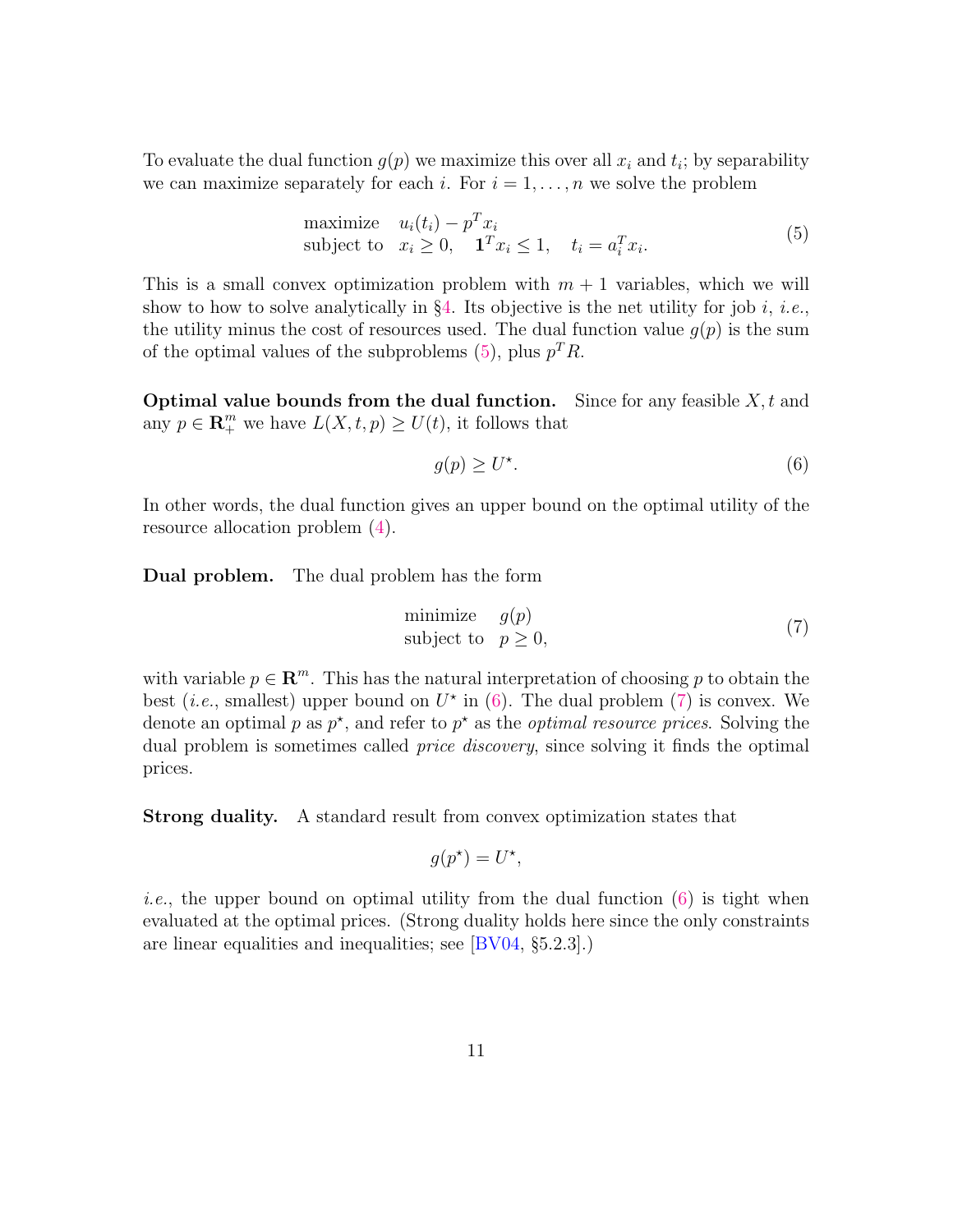To evaluate the dual function $g(p)$ we maximize this over all $x_i$ and $t_i$; by separability we can maximize separately for each $i$. For $i = 1, \ldots, n$ we solve the problem

$$
\begin{array}{ll}
\text{maximize} & u_i(t_i) - p^T x_i \\
\text{subject to} & x_i \geq 0, \quad \mathbf{1}^T x_i \leq 1, \quad t_i = a_i^T x_i.
\end{array}
\tag{5}
$$

This is a small convex optimization problem with $m+1$ variables, which we will show to how to solve analytically in §4. Its objective is the net utility for job $i$, *i.e.*, the utility minus the cost of resources used. The dual function value $g(p)$ is the sum of the optimal values of the subproblems (5), plus $p^T R$.

**Optimal value bounds from the dual function.** Since for any feasible $X, t$ and any $p \in \mathbf{R}^m_+$ we have $L(X, t, p) \geq U(t)$, it follows that

$$
g(p) \geq U^\star. \tag{6}
$$

In other words, the dual function gives an upper bound on the optimal utility of the resource allocation problem (4).

**Dual problem.** The dual problem has the form

$$
\begin{array}{ll}
\text{minimize} & g(p) \\
\text{subject to} & p \geq 0,
\end{array}
\tag{7}
$$

with variable $p \in \mathbf{R}^m$. This has the natural interpretation of choosing $p$ to obtain the best (*i.e.*, smallest) upper bound on $U^\star$ in (6). The dual problem (7) is convex. We denote an optimal $p$ as $p^\star$, and refer to $p^\star$ as the *optimal resource prices*. Solving the dual problem is sometimes called *price discovery*, since solving it finds the optimal prices.

**Strong duality.** A standard result from convex optimization states that

$$
g(p^\star) = U^\star,
$$

*i.e.*, the upper bound on optimal utility from the dual function (6) is tight when evaluated at the optimal prices. (Strong duality holds here since the only constraints are linear equalities and inequalities; see [BV04, §5.2.3].)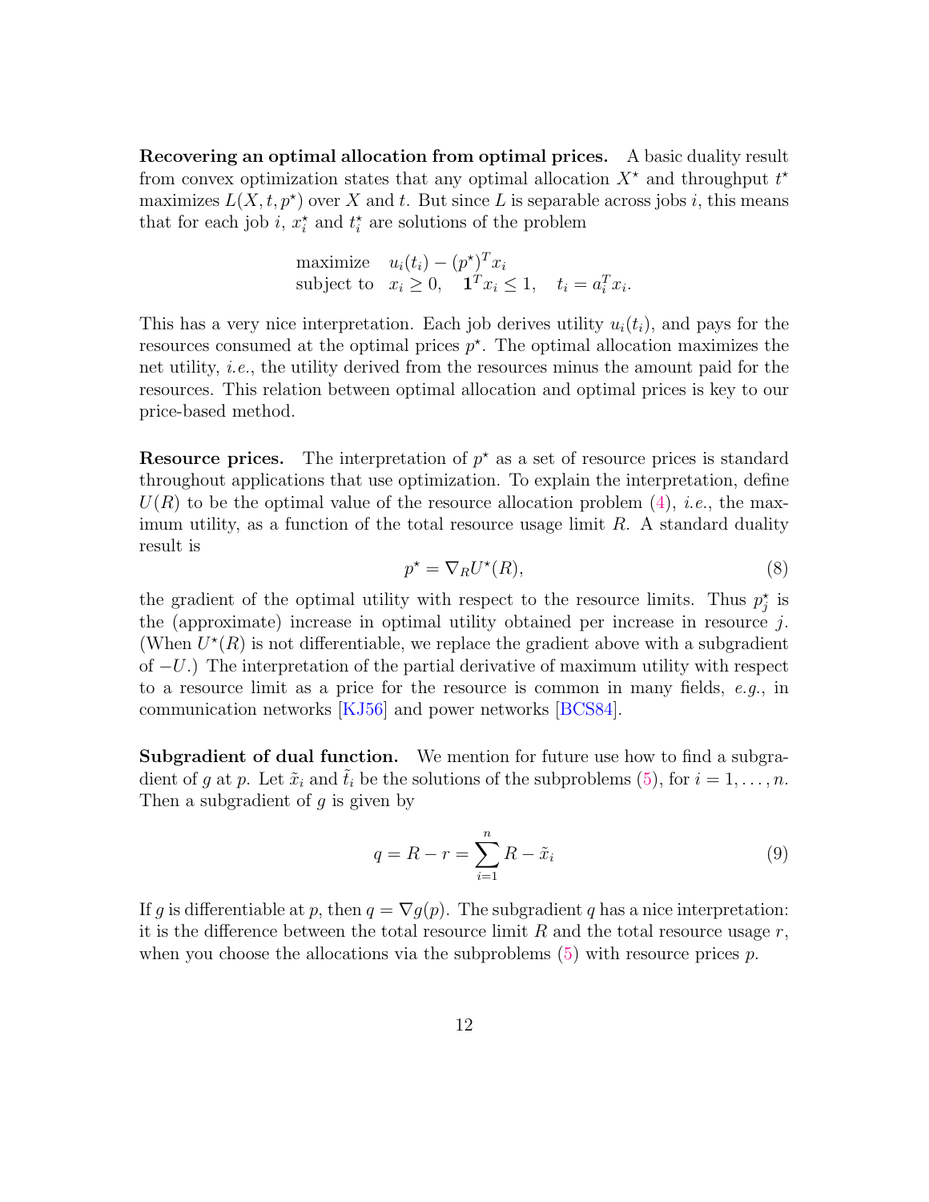**Recovering an optimal allocation from optimal prices.** A basic duality result from convex optimization states that any optimal allocation $X^\star$ and throughput $t^\star$ maximizes $L(X, t, p^\star)$ over $X$ and $t$. But since $L$ is separable across jobs $i$, this means that for each job $i$, $x_i^\star$ and $t_i^\star$ are solutions of the problem

$$
\begin{array}{ll}
\text{maximize} & u_i(t_i) - (p^\star)^T x_i \\
\text{subject to} & x_i \geq 0, \quad \mathbf{1}^T x_i \leq 1, \quad t_i = a_i^T x_i.
\end{array}
$$

This has a very nice interpretation. Each job derives utility $u_i(t_i)$, and pays for the resources consumed at the optimal prices $p^\star$. The optimal allocation maximizes the net utility, *i.e.*, the utility derived from the resources minus the amount paid for the resources. This relation between optimal allocation and optimal prices is key to our price-based method.

**Resource prices.** The interpretation of $p^\star$ as a set of resource prices is standard throughout applications that use optimization. To explain the interpretation, define $U(R)$ to be the optimal value of the resource allocation problem (4), *i.e.*, the maximum utility, as a function of the total resource usage limit $R$. A standard duality result is

$$
p^\star = \nabla_R U^\star(R), \tag{8}
$$

the gradient of the optimal utility with respect to the resource limits. Thus $p_j^\star$ is the (approximate) increase in optimal utility obtained per increase in resource $j$. (When $U^\star(R)$ is not differentiable, we replace the gradient above with a subgradient of $-U$.) The interpretation of the partial derivative of maximum utility with respect to a resource limit as a price for the resource is common in many fields, *e.g.*, in communication networks [KJ56] and power networks [BCS84].

**Subgradient of dual function.** We mention for future use how to find a subgradient of $g$ at $p$. Let $\tilde{x}_i$ and $\tilde{t}_i$ be the solutions of the subproblems (5), for $i = 1, \ldots, n$. Then a subgradient of $g$ is given by

$$
q = R - r = \sum_{i=1}^{n} R - \tilde{x}_i \tag{9}
$$

If $g$ is differentiable at $p$, then $q = \nabla g(p)$. The subgradient $q$ has a nice interpretation: it is the difference between the total resource limit $R$ and the total resource usage $r$, when you choose the allocations via the subproblems (5) with resource prices $p$.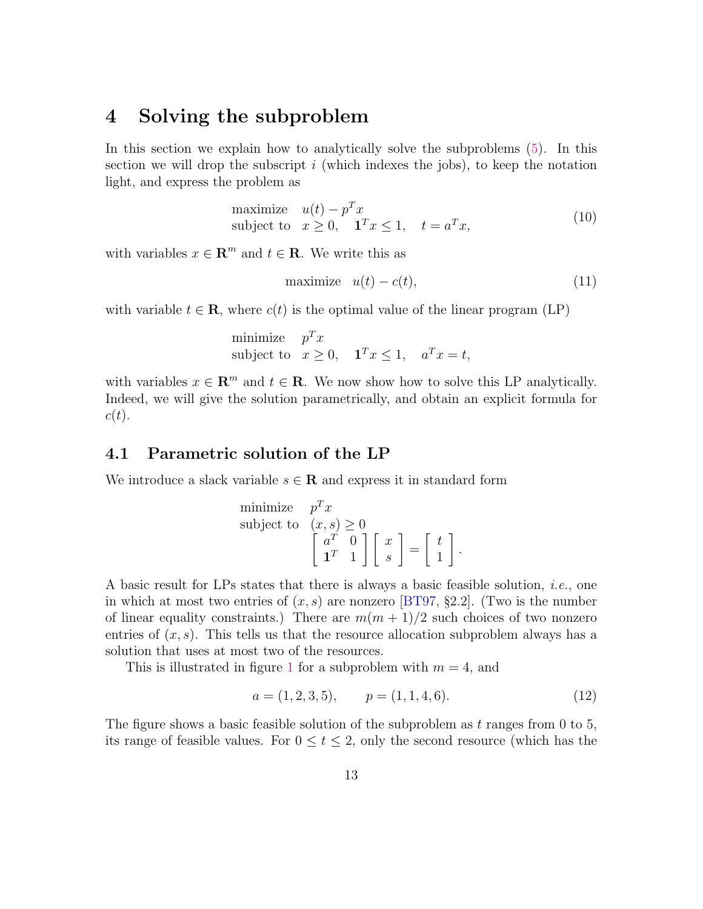# 4 Solving the subproblem

In this section we explain how to analytically solve the subproblems (5). In this section we will drop the subscript $i$ (which indexes the jobs), to keep the notation light, and express the problem as

$$
\begin{array}{ll}
\text{maximize} & u(t) - p^T x \\
\text{subject to} & x \geq 0, \quad \mathbf{1}^T x \leq 1, \quad t = a^T x,
\end{array} \tag{10}
$$

with variables $x \in \mathbf{R}^m$ and $t \in \mathbf{R}$. We write this as

$$
\text{maximize} \quad u(t) - c(t), \tag{11}
$$

with variable $t \in \mathbf{R}$, where $c(t)$ is the optimal value of the linear program (LP)

$$
\begin{array}{ll}
\text{minimize} & p^T x \\
\text{subject to} & x \geq 0, \quad \mathbf{1}^T x \leq 1, \quad a^T x = t,
\end{array}
$$

with variables $x \in \mathbf{R}^m$ and $t \in \mathbf{R}$. We now show how to solve this LP analytically. Indeed, we will give the solution parametrically, and obtain an explicit formula for $c(t)$.

## 4.1 Parametric solution of the LP

We introduce a slack variable $s \in \mathbf{R}$ and express it in standard form

$$
\begin{array}{ll}
\text{minimize} & p^T x \\
\text{subject to} & (x, s) \geq 0 \\
& \begin{bmatrix} a^T & 0 \\ \mathbf{1}^T & 1 \end{bmatrix} \begin{bmatrix} x \\ s \end{bmatrix} = \begin{bmatrix} t \\ 1 \end{bmatrix}.
\end{array}
$$

A basic result for LPs states that there is always a basic feasible solution, *i.e.*, one in which at most two entries of $(x, s)$ are nonzero [BT97, §2.2]. (Two is the number of linear equality constraints.) There are $m(m+1)/2$ such choices of two nonzero entries of $(x, s)$. This tells us that the resource allocation subproblem always has a solution that uses at most two of the resources.

This is illustrated in figure 1 for a subproblem with $m = 4$, and

$$
a = (1, 2, 3, 5), \qquad p = (1, 1, 4, 6). \tag{12}
$$

The figure shows a basic feasible solution of the subproblem as $t$ ranges from 0 to 5, its range of feasible values. For $0 \leq t \leq 2$, only the second resource (which has the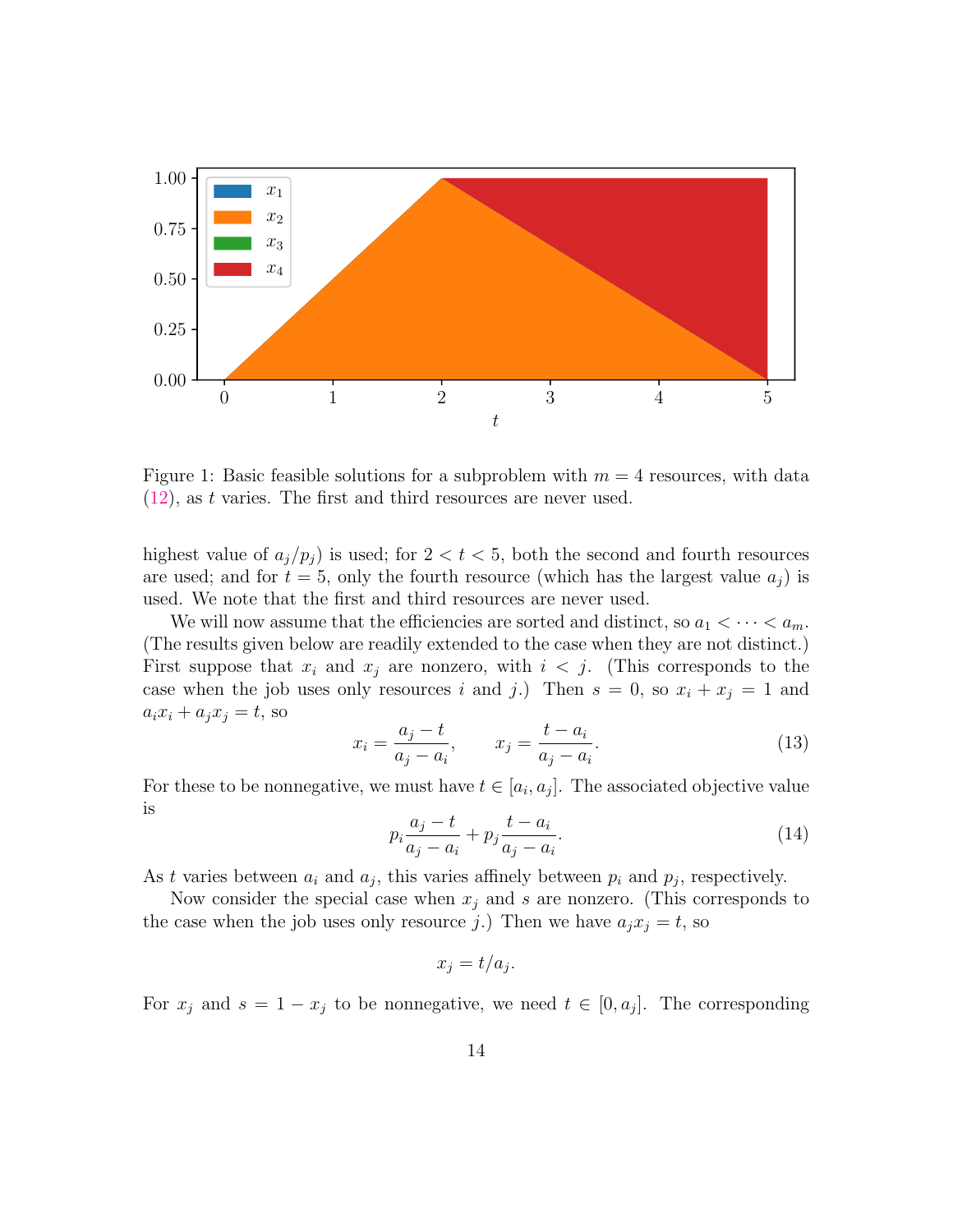Figure 1: Basic feasible solutions for a subproblem with $m = 4$ resources, with data (12), as $t$ varies. The first and third resources are never used.

highest value of $a_j/p_j$) is used; for $2 < t < 5$, both the second and fourth resources are used; and for $t = 5$, only the fourth resource (which has the largest value $a_j$) is used. We note that the first and third resources are never used.

We will now assume that the efficiencies are sorted and distinct, so $a_1 < \cdots < a_m$. (The results given below are readily extended to the case when they are not distinct.) First suppose that $x_i$ and $x_j$ are nonzero, with $i < j$. (This corresponds to the case when the job uses only resources $i$ and $j$.) Then $s = 0$, so $x_i + x_j = 1$ and $a_i x_i + a_j x_j = t$, so

$$x_i = \frac{a_j - t}{a_j - a_i}, \qquad x_j = \frac{t - a_i}{a_j - a_i}. \tag{13}$$

For these to be nonnegative, we must have $t \in [a_i, a_j]$. The associated objective value is

$$p_i \frac{a_j - t}{a_j - a_i} + p_j \frac{t - a_i}{a_j - a_i}. \tag{14}$$

As $t$ varies between $a_i$ and $a_j$, this varies affinely between $p_i$ and $p_j$, respectively.

Now consider the special case when $x_j$ and $s$ are nonzero. (This corresponds to the case when the job uses only resource $j$.) Then we have $a_j x_j = t$, so

$$x_j = t/a_j.$$

For $x_j$ and $s = 1 - x_j$ to be nonnegative, we need $t \in [0, a_j]$. The corresponding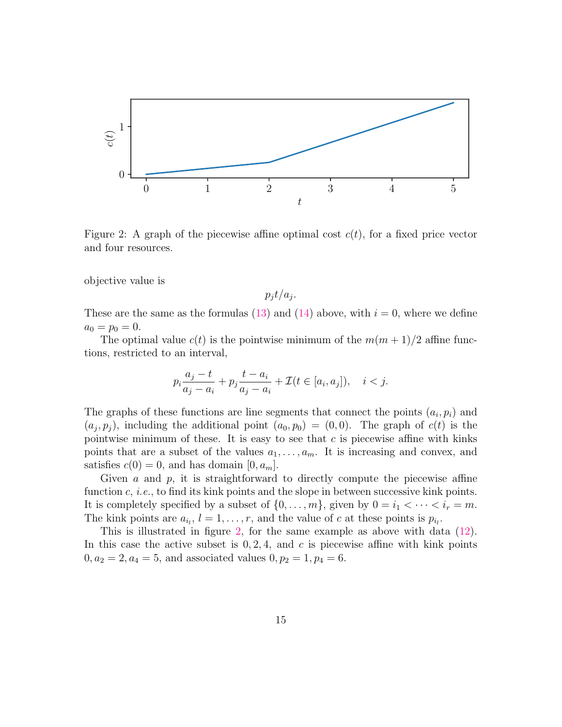Figure 2: A graph of the piecewise affine optimal cost $c(t)$, for a fixed price vector and four resources.

objective value is

$$p_j t / a_j.$$

These are the same as the formulas (13) and (14) above, with $i = 0$, where we define $a_0 = p_0 = 0$.

The optimal value $c(t)$ is the pointwise minimum of the $m(m+1)/2$ affine functions, restricted to an interval,

$$p_i \frac{a_j - t}{a_j - a_i} + p_j \frac{t - a_i}{a_j - a_i} + \mathcal{I}(t \in [a_i, a_j]), \quad i < j.$$

The graphs of these functions are line segments that connect the points $(a_i, p_i)$ and $(a_j, p_j)$, including the additional point $(a_0, p_0) = (0, 0)$. The graph of $c(t)$ is the pointwise minimum of these. It is easy to see that $c$ is piecewise affine with kinks points that are a subset of the values $a_1, \ldots, a_m$. It is increasing and convex, and satisfies $c(0) = 0$, and has domain $[0, a_m]$.

Given $a$ and $p$, it is straightforward to directly compute the piecewise affine function $c$, *i.e.*, to find its kink points and the slope in between successive kink points. It is completely specified by a subset of $\{0, \ldots, m\}$, given by $0 = i_1 < \cdots < i_r = m$. The kink points are $a_{i_l}$, $l = 1, \ldots, r$, and the value of $c$ at these points is $p_{i_l}$.

This is illustrated in figure 2, for the same example as above with data (12). In this case the active subset is $0, 2, 4$, and $c$ is piecewise affine with kink points $0, a_2 = 2, a_4 = 5$, and associated values $0, p_2 = 1, p_4 = 6$.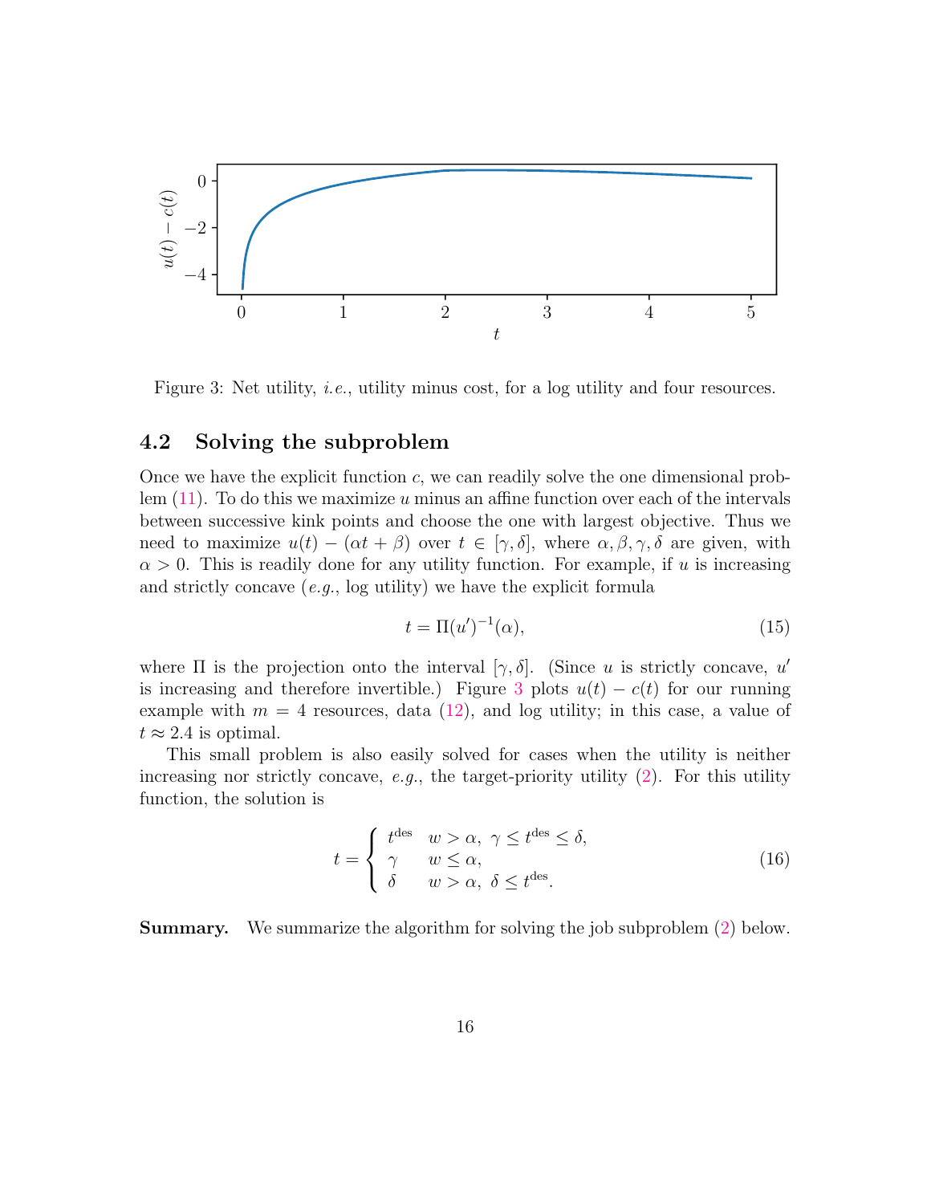Figure 3: Net utility, *i.e.*, utility minus cost, for a log utility and four resources.

## 4.2 Solving the subproblem

Once we have the explicit function $c$, we can readily solve the one dimensional problem (11). To do this we maximize $u$ minus an affine function over each of the intervals between successive kink points and choose the one with largest objective. Thus we need to maximize $u(t) - (\alpha t + \beta)$ over $t \in [\gamma, \delta]$, where $\alpha, \beta, \gamma, \delta$ are given, with $\alpha > 0$. This is readily done for any utility function. For example, if $u$ is increasing and strictly concave (*e.g.*, log utility) we have the explicit formula

$$t = \Pi (u')^{-1}(\alpha), \tag{15}$$

where $\Pi$ is the projection onto the interval $[\gamma, \delta]$. (Since $u$ is strictly concave, $u'$ is increasing and therefore invertible.) Figure 3 plots $u(t) - c(t)$ for our running example with $m = 4$ resources, data (12), and log utility; in this case, a value of $t \approx 2.4$ is optimal.

This small problem is also easily solved for cases when the utility is neither increasing nor strictly concave, *e.g.*, the target-priority utility (2). For this utility function, the solution is

$$t = \begin{cases} t^{\rm des} & w > \alpha, \ \gamma \leq t^{\rm des} \leq \delta, \\ \gamma & w \leq \alpha, \\ \delta & w > \alpha, \ \delta \leq t^{\rm des}. \end{cases} \tag{16}$$

**Summary.** We summarize the algorithm for solving the job subproblem (2) below.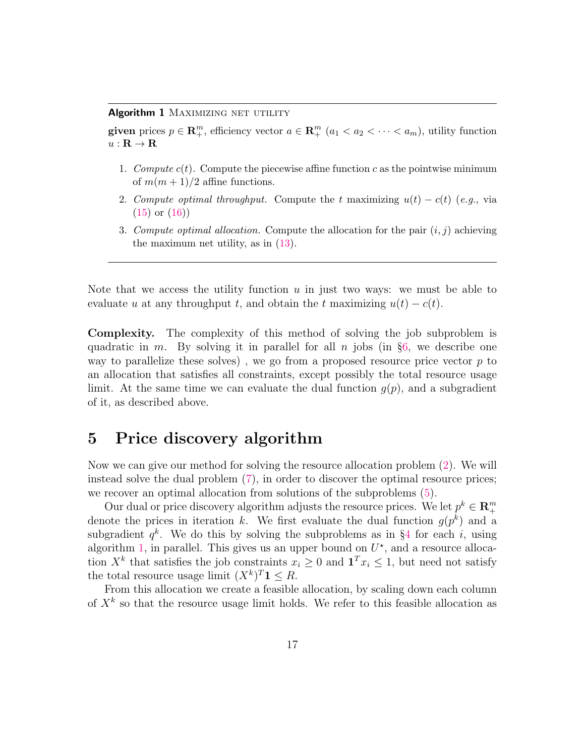---

**Algorithm 1** Maximizing net utility

**given** prices $p \in \mathbf{R}^m_+$, efficiency vector $a \in \mathbf{R}^m_+$ ($a_1 < a_2 < \cdots < a_m$), utility function $u : \mathbf{R} \to \mathbf{R}$

1. *Compute $c(t)$.* Compute the piecewise affine function $c$ as the pointwise minimum of $m(m+1)/2$ affine functions.
2. *Compute optimal throughput.* Compute the $t$ maximizing $u(t) - c(t)$ (*e.g.*, via (15) or (16))
3. *Compute optimal allocation.* Compute the allocation for the pair $(i, j)$ achieving the maximum net utility, as in (13).

---

Note that we access the utility function $u$ in just two ways: we must be able to evaluate $u$ at any throughput $t$, and obtain the $t$ maximizing $u(t) - c(t)$.

**Complexity.** The complexity of this method of solving the job subproblem is quadratic in $m$. By solving it in parallel for all $n$ jobs (in §6, we describe one way to parallelize these solves) , we go from a proposed resource price vector $p$ to an allocation that satisfies all constraints, except possibly the total resource usage limit. At the same time we can evaluate the dual function $g(p)$, and a subgradient of it, as described above.

# 5 Price discovery algorithm

Now we can give our method for solving the resource allocation problem (2). We will instead solve the dual problem (7), in order to discover the optimal resource prices; we recover an optimal allocation from solutions of the subproblems (5).

Our dual or price discovery algorithm adjusts the resource prices. We let $p^k \in \mathbf{R}^m_+$ denote the prices in iteration $k$. We first evaluate the dual function $g(p^k)$ and a subgradient $q^k$. We do this by solving the subproblems as in §4 for each $i$, using algorithm 1, in parallel. This gives us an upper bound on $U^\star$, and a resource allocation $X^k$ that satisfies the job constraints $x_i \geq 0$ and $\mathbf{1}^T x_i \leq 1$, but need not satisfy the total resource usage limit $(X^k)^T \mathbf{1} \leq R$.

From this allocation we create a feasible allocation, by scaling down each column of $X^k$ so that the resource usage limit holds. We refer to this feasible allocation as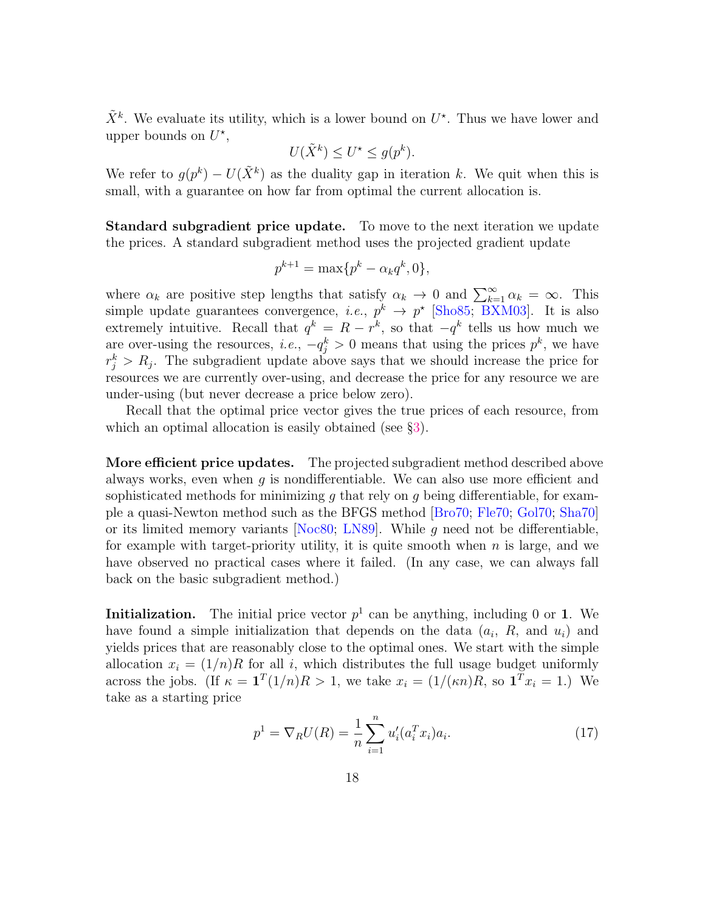$\tilde{X}^k$. We evaluate its utility, which is a lower bound on $U^\star$. Thus we have lower and upper bounds on $U^\star$,

$$U(\tilde{X}^k) \le U^\star \le g(p^k).$$

We refer to $g(p^k) - U(\tilde{X}^k)$ as the duality gap in iteration $k$. We quit when this is small, with a guarantee on how far from optimal the current allocation is.

**Standard subgradient price update.** To move to the next iteration we update the prices. A standard subgradient method uses the projected gradient update

$$p^{k+1} = \max\{p^k - \alpha_k q^k, 0\},$$

where $\alpha_k$ are positive step lengths that satisfy $\alpha_k \to 0$ and $\sum_{k=1}^\infty \alpha_k = \infty$. This simple update guarantees convergence, *i.e.*, $p^k \to p^\star$ [Sho85; BXM03]. It is also extremely intuitive. Recall that $q^k = R - r^k$, so that $-q^k$ tells us how much we are over-using the resources, *i.e.*, $-q_j^k > 0$ means that using the prices $p^k$, we have $r_j^k > R_j$. The subgradient update above says that we should increase the price for resources we are currently over-using, and decrease the price for any resource we are under-using (but never decrease a price below zero).

Recall that the optimal price vector gives the true prices of each resource, from which an optimal allocation is easily obtained (see §3).

**More efficient price updates.** The projected subgradient method described above always works, even when $g$ is nondifferentiable. We can also use more efficient and sophisticated methods for minimizing $g$ that rely on $g$ being differentiable, for example a quasi-Newton method such as the BFGS method [Bro70; Fle70; Gol70; Sha70] or its limited memory variants [Noc80; LN89]. While $g$ need not be differentiable, for example with target-priority utility, it is quite smooth when $n$ is large, and we have observed no practical cases where it failed. (In any case, we can always fall back on the basic subgradient method.)

**Initialization.** The initial price vector $p^1$ can be anything, including 0 or $\mathbf{1}$. We have found a simple initialization that depends on the data ($a_i$, $R$, and $u_i$) and yields prices that are reasonably close to the optimal ones. We start with the simple allocation $x_i = (1/n)R$ for all $i$, which distributes the full usage budget uniformly across the jobs. (If $\kappa = \mathbf{1}^T(1/n)R > 1$, we take $x_i = (1/(\kappa n))R$, so $\mathbf{1}^T x_i = 1$.) We take as a starting price

$$p^1 = \nabla_R U(R) = \frac{1}{n}\sum_{i=1}^n u_i'(a_i^T x_i)a_i. \tag{17}$$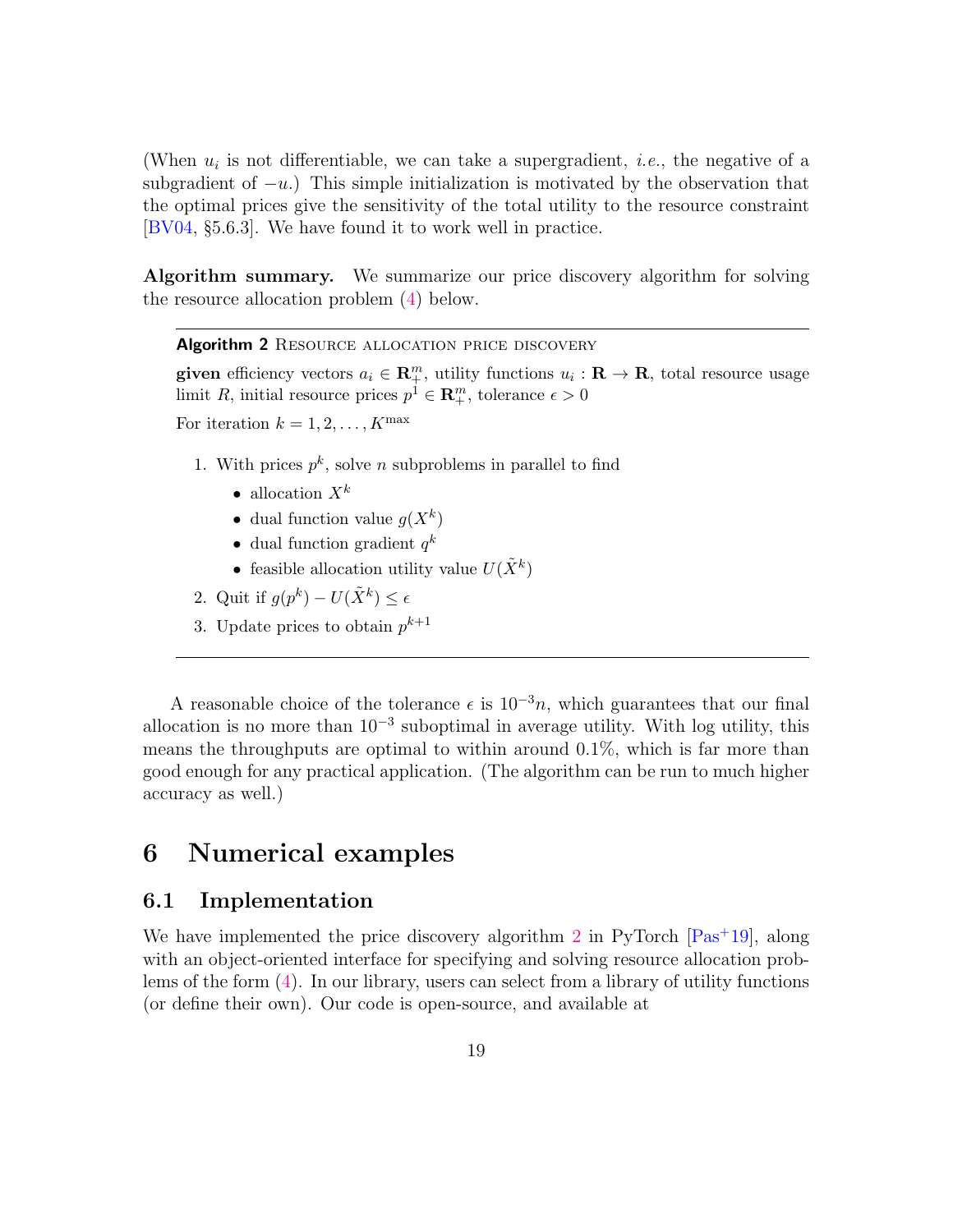(When $u_i$ is not differentiable, we can take a supergradient, *i.e.*, the negative of a subgradient of $-u$.) This simple initialization is motivated by the observation that the optimal prices give the sensitivity of the total utility to the resource constraint [BV04, §5.6.3]. We have found it to work well in practice.

**Algorithm summary.** We summarize our price discovery algorithm for solving the resource allocation problem (4) below.

---

**Algorithm 2** Resource allocation price discovery

**given** efficiency vectors $a_i \in \mathbf{R}_+^m$, utility functions $u_i : \mathbf{R} \to \mathbf{R}$, total resource usage limit $R$, initial resource prices $p^1 \in \mathbf{R}_+^m$, tolerance $\epsilon > 0$

For iteration $k = 1, 2, \ldots, K^{\max}$

1. With prices $p^k$, solve $n$ subproblems in parallel to find
   - allocation $X^k$
   - dual function value $g(X^k)$
   - dual function gradient $q^k$
   - feasible allocation utility value $U(\tilde{X}^k)$
2. Quit if $g(p^k) - U(\tilde{X}^k) \leq \epsilon$
3. Update prices to obtain $p^{k+1}$

---

A reasonable choice of the tolerance $\epsilon$ is $10^{-3}n$, which guarantees that our final allocation is no more than $10^{-3}$ suboptimal in average utility. With log utility, this means the throughputs are optimal to within around 0.1%, which is far more than good enough for any practical application. (The algorithm can be run to much higher accuracy as well.)

# 6 Numerical examples

## 6.1 Implementation

We have implemented the price discovery algorithm 2 in PyTorch [Pas+19], along with an object-oriented interface for specifying and solving resource allocation problems of the form (4). In our library, users can select from a library of utility functions (or define their own). Our code is open-source, and available at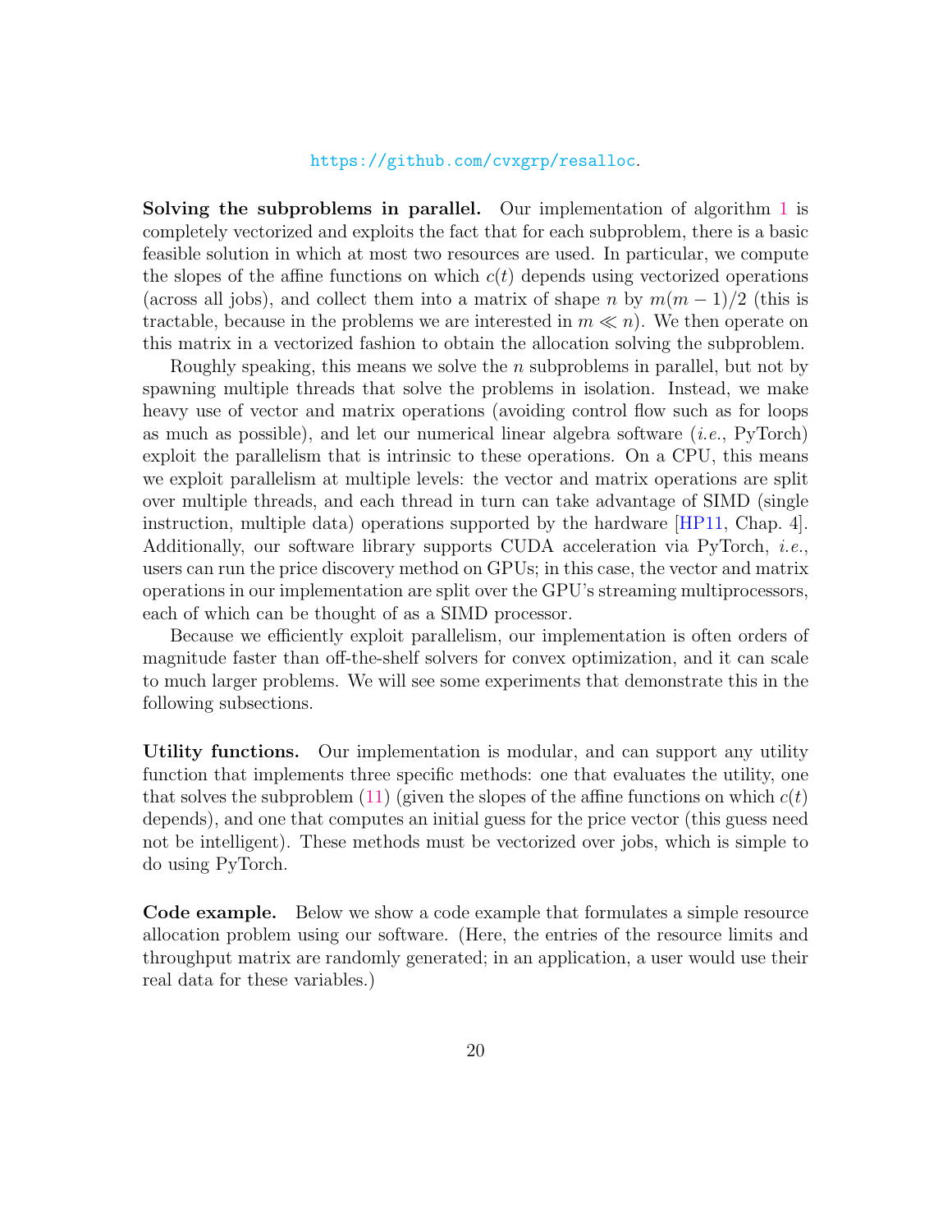https://github.com/cvxgrp/resalloc.

**Solving the subproblems in parallel.** Our implementation of algorithm 1 is completely vectorized and exploits the fact that for each subproblem, there is a basic feasible solution in which at most two resources are used. In particular, we compute the slopes of the affine functions on which $c(t)$ depends using vectorized operations (across all jobs), and collect them into a matrix of shape $n$ by $m(m-1)/2$ (this is tractable, because in the problems we are interested in $m \ll n$). We then operate on this matrix in a vectorized fashion to obtain the allocation solving the subproblem.

Roughly speaking, this means we solve the $n$ subproblems in parallel, but not by spawning multiple threads that solve the problems in isolation. Instead, we make heavy use of vector and matrix operations (avoiding control flow such as for loops as much as possible), and let our numerical linear algebra software (*i.e.*, PyTorch) exploit the parallelism that is intrinsic to these operations. On a CPU, this means we exploit parallelism at multiple levels: the vector and matrix operations are split over multiple threads, and each thread in turn can take advantage of SIMD (single instruction, multiple data) operations supported by the hardware [HP11, Chap. 4]. Additionally, our software library supports CUDA acceleration via PyTorch, *i.e.*, users can run the price discovery method on GPUs; in this case, the vector and matrix operations in our implementation are split over the GPU's streaming multiprocessors, each of which can be thought of as a SIMD processor.

Because we efficiently exploit parallelism, our implementation is often orders of magnitude faster than off-the-shelf solvers for convex optimization, and it can scale to much larger problems. We will see some experiments that demonstrate this in the following subsections.

**Utility functions.** Our implementation is modular, and can support any utility function that implements three specific methods: one that evaluates the utility, one that solves the subproblem (11) (given the slopes of the affine functions on which $c(t)$ depends), and one that computes an initial guess for the price vector (this guess need not be intelligent). These methods must be vectorized over jobs, which is simple to do using PyTorch.

**Code example.** Below we show a code example that formulates a simple resource allocation problem using our software. (Here, the entries of the resource limits and throughput matrix are randomly generated; in an application, a user would use their real data for these variables.)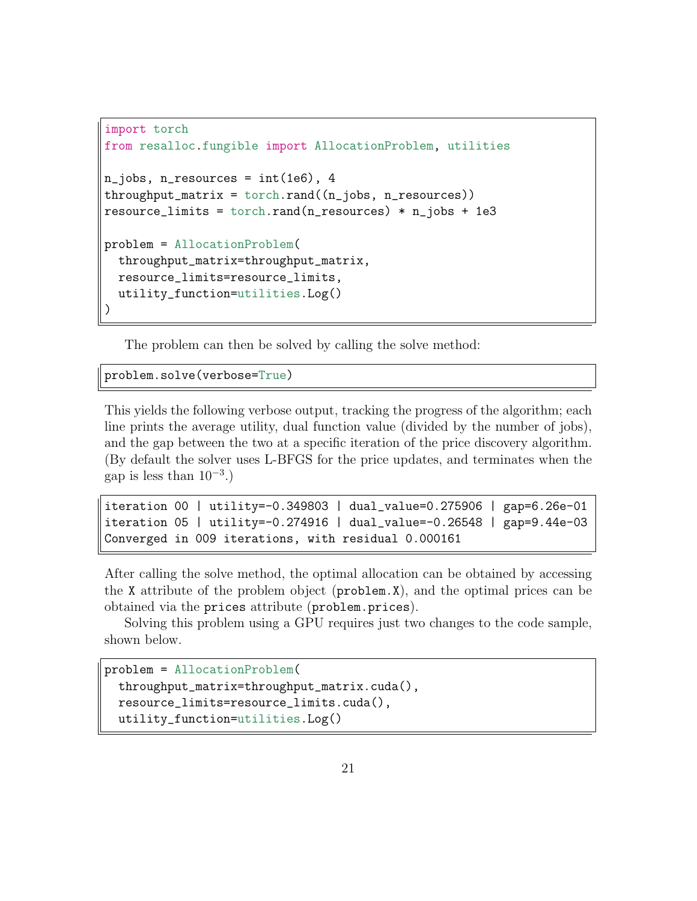```python
import torch
from resalloc.fungible import AllocationProblem, utilities

n_jobs, n_resources = int(1e6), 4
throughput_matrix = torch.rand((n_jobs, n_resources))
resource_limits = torch.rand(n_resources) * n_jobs + 1e3

problem = AllocationProblem(
  throughput_matrix=throughput_matrix,
  resource_limits=resource_limits,
  utility_function=utilities.Log()
)
```

The problem can then be solved by calling the solve method:

```python
problem.solve(verbose=True)
```

This yields the following verbose output, tracking the progress of the algorithm; each line prints the average utility, dual function value (divided by the number of jobs), and the gap between the two at a specific iteration of the price discovery algorithm. (By default the solver uses L-BFGS for the price updates, and terminates when the gap is less than $10^{-3}$.)

```
iteration 00 | utility=-0.349803 | dual_value=0.275906 | gap=6.26e-01
iteration 05 | utility=-0.274916 | dual_value=-0.26548 | gap=9.44e-03
Converged in 009 iterations, with residual 0.000161
```

After calling the solve method, the optimal allocation can be obtained by accessing the `X` attribute of the problem object (`problem.X`), and the optimal prices can be obtained via the `prices` attribute (`problem.prices`).

Solving this problem using a GPU requires just two changes to the code sample, shown below.

```python
problem = AllocationProblem(
  throughput_matrix=throughput_matrix.cuda(),
  resource_limits=resource_limits.cuda(),
  utility_function=utilities.Log()
```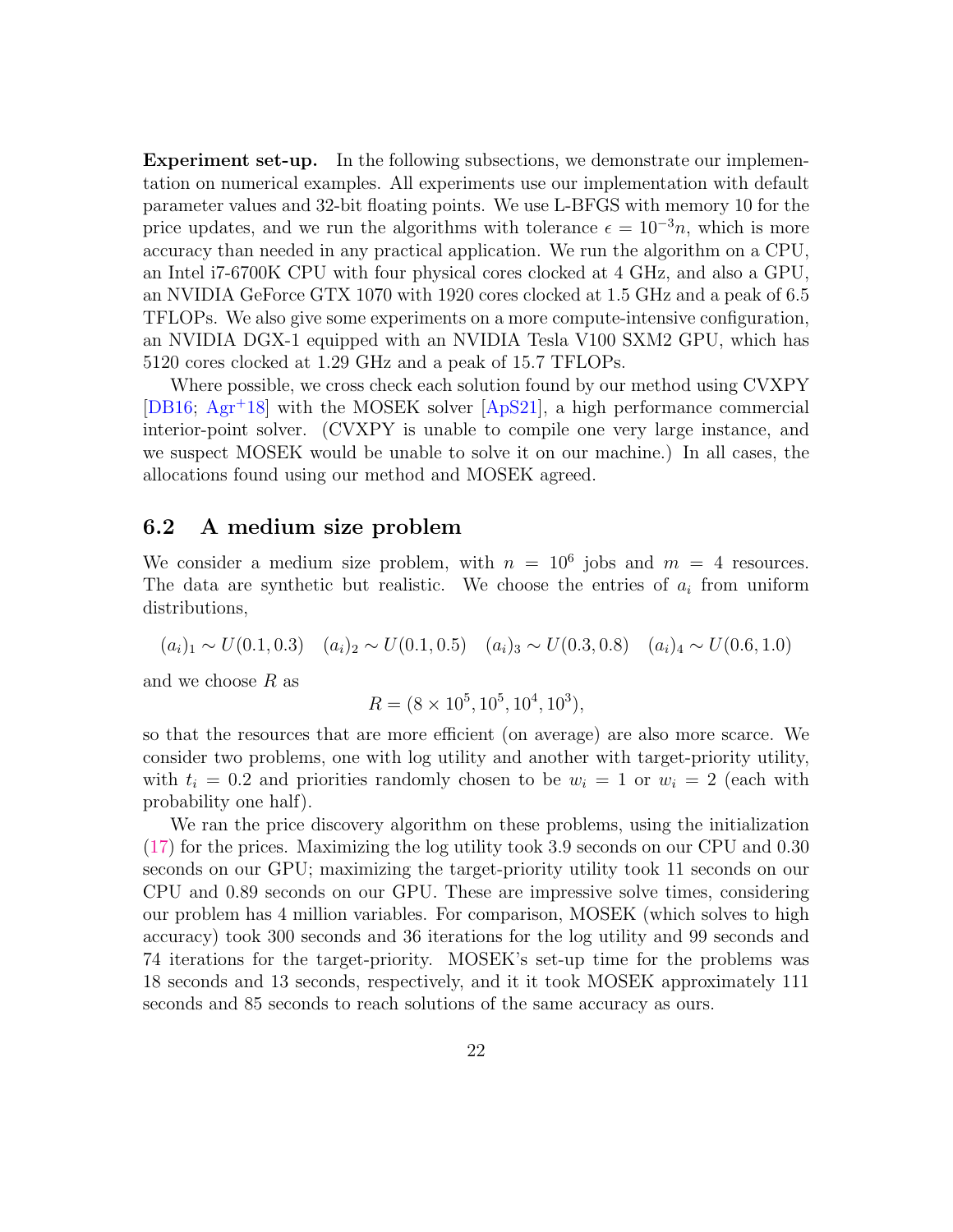**Experiment set-up.** In the following subsections, we demonstrate our implementation on numerical examples. All experiments use our implementation with default parameter values and 32-bit floating points. We use L-BFGS with memory 10 for the price updates, and we run the algorithms with tolerance $\epsilon = 10^{-3}n$, which is more accuracy than needed in any practical application. We run the algorithm on a CPU, an Intel i7-6700K CPU with four physical cores clocked at 4 GHz, and also a GPU, an NVIDIA GeForce GTX 1070 with 1920 cores clocked at 1.5 GHz and a peak of 6.5 TFLOPs. We also give some experiments on a more compute-intensive configuration, an NVIDIA DGX-1 equipped with an NVIDIA Tesla V100 SXM2 GPU, which has 5120 cores clocked at 1.29 GHz and a peak of 15.7 TFLOPs.

Where possible, we cross check each solution found by our method using CVXPY [DB16; Agr+18] with the MOSEK solver [ApS21], a high performance commercial interior-point solver. (CVXPY is unable to compile one very large instance, and we suspect MOSEK would be unable to solve it on our machine.) In all cases, the allocations found using our method and MOSEK agreed.

## 6.2 A medium size problem

We consider a medium size problem, with $n = 10^6$ jobs and $m = 4$ resources. The data are synthetic but realistic. We choose the entries of $a_i$ from uniform distributions,

$$(a_i)_1 \sim U(0.1, 0.3) \quad (a_i)_2 \sim U(0.1, 0.5) \quad (a_i)_3 \sim U(0.3, 0.8) \quad (a_i)_4 \sim U(0.6, 1.0)$$

and we choose $R$ as

$$R = (8 \times 10^5, 10^5, 10^4, 10^3),$$

so that the resources that are more efficient (on average) are also more scarce. We consider two problems, one with log utility and another with target-priority utility, with $t_i = 0.2$ and priorities randomly chosen to be $w_i = 1$ or $w_i = 2$ (each with probability one half).

We ran the price discovery algorithm on these problems, using the initialization (17) for the prices. Maximizing the log utility took 3.9 seconds on our CPU and 0.30 seconds on our GPU; maximizing the target-priority utility took 11 seconds on our CPU and 0.89 seconds on our GPU. These are impressive solve times, considering our problem has 4 million variables. For comparison, MOSEK (which solves to high accuracy) took 300 seconds and 36 iterations for the log utility and 99 seconds and 74 iterations for the target-priority. MOSEK's set-up time for the problems was 18 seconds and 13 seconds, respectively, and it it took MOSEK approximately 111 seconds and 85 seconds to reach solutions of the same accuracy as ours.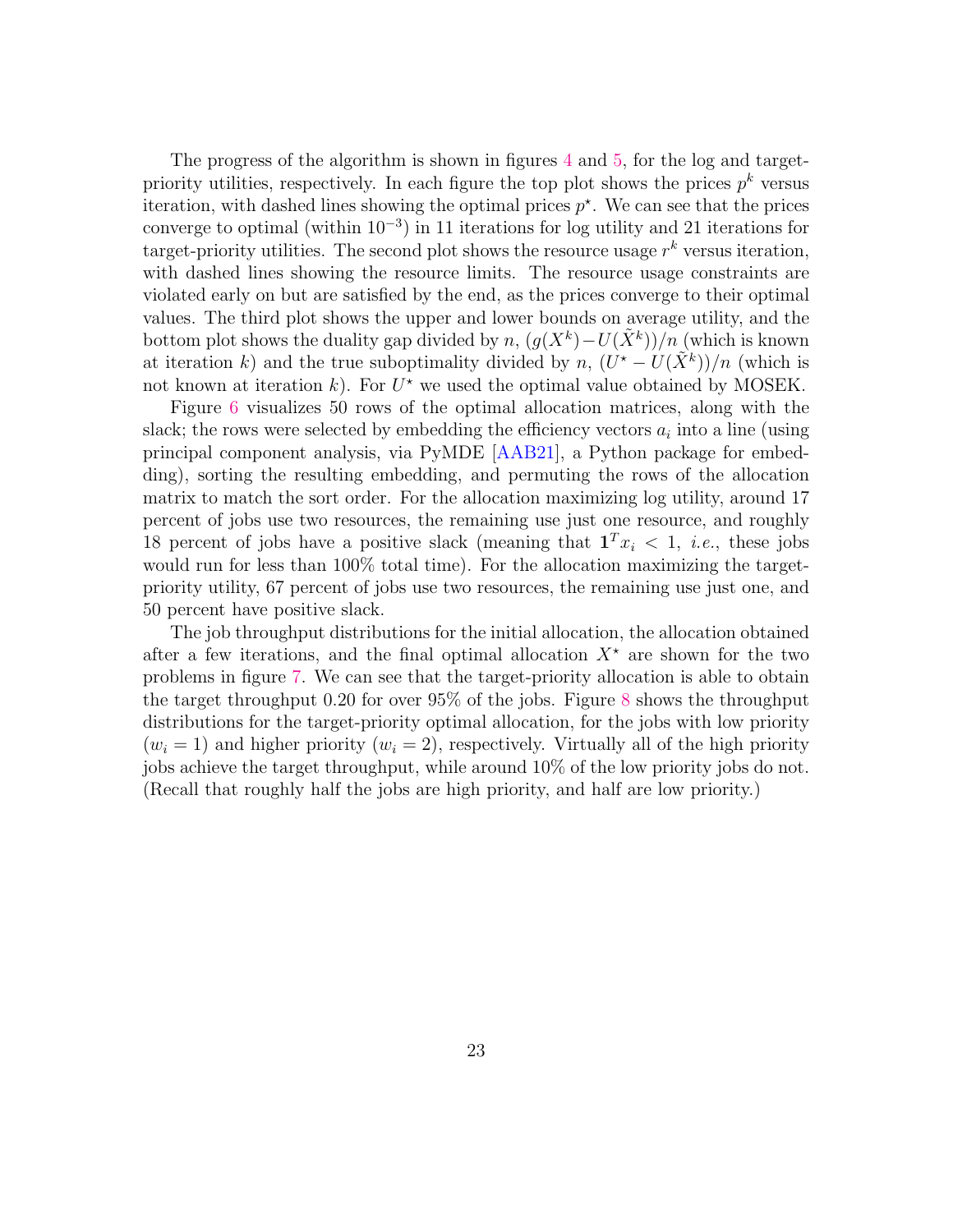The progress of the algorithm is shown in figures 4 and 5, for the log and target-priority utilities, respectively. In each figure the top plot shows the prices $p^k$ versus iteration, with dashed lines showing the optimal prices $p^\star$. We can see that the prices converge to optimal (within $10^{-3}$) in 11 iterations for log utility and 21 iterations for target-priority utilities. The second plot shows the resource usage $r^k$ versus iteration, with dashed lines showing the resource limits. The resource usage constraints are violated early on but are satisfied by the end, as the prices converge to their optimal values. The third plot shows the upper and lower bounds on average utility, and the bottom plot shows the duality gap divided by $n$, $(g(X^k) - U(\tilde{X}^k))/n$ (which is known at iteration $k$) and the true suboptimality divided by $n$, $(U^\star - U(\tilde{X}^k))/n$ (which is not known at iteration $k$). For $U^\star$ we used the optimal value obtained by MOSEK.

Figure 6 visualizes 50 rows of the optimal allocation matrices, along with the slack; the rows were selected by embedding the efficiency vectors $a_i$ into a line (using principal component analysis, via PyMDE [AAB21], a Python package for embedding), sorting the resulting embedding, and permuting the rows of the allocation matrix to match the sort order. For the allocation maximizing log utility, around 17 percent of jobs use two resources, the remaining use just one resource, and roughly 18 percent of jobs have a positive slack (meaning that $\mathbf{1}^T x_i < 1$, *i.e.*, these jobs would run for less than 100% total time). For the allocation maximizing the target-priority utility, 67 percent of jobs use two resources, the remaining use just one, and 50 percent have positive slack.

The job throughput distributions for the initial allocation, the allocation obtained after a few iterations, and the final optimal allocation $X^\star$ are shown for the two problems in figure 7. We can see that the target-priority allocation is able to obtain the target throughput 0.20 for over 95% of the jobs. Figure 8 shows the throughput distributions for the target-priority optimal allocation, for the jobs with low priority ($w_i = 1$) and higher priority ($w_i = 2$), respectively. Virtually all of the high priority jobs achieve the target throughput, while around 10% of the low priority jobs do not. (Recall that roughly half the jobs are high priority, and half are low priority.)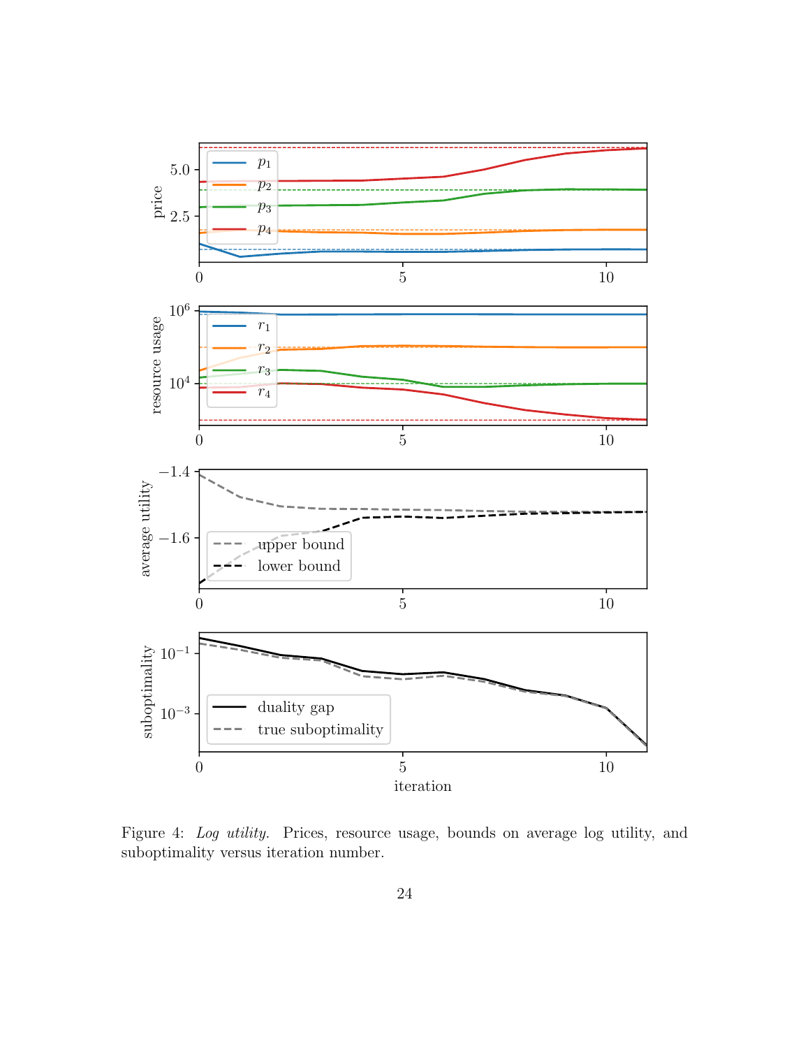Figure 4: *Log utility.* Prices, resource usage, bounds on average log utility, and suboptimality versus iteration number.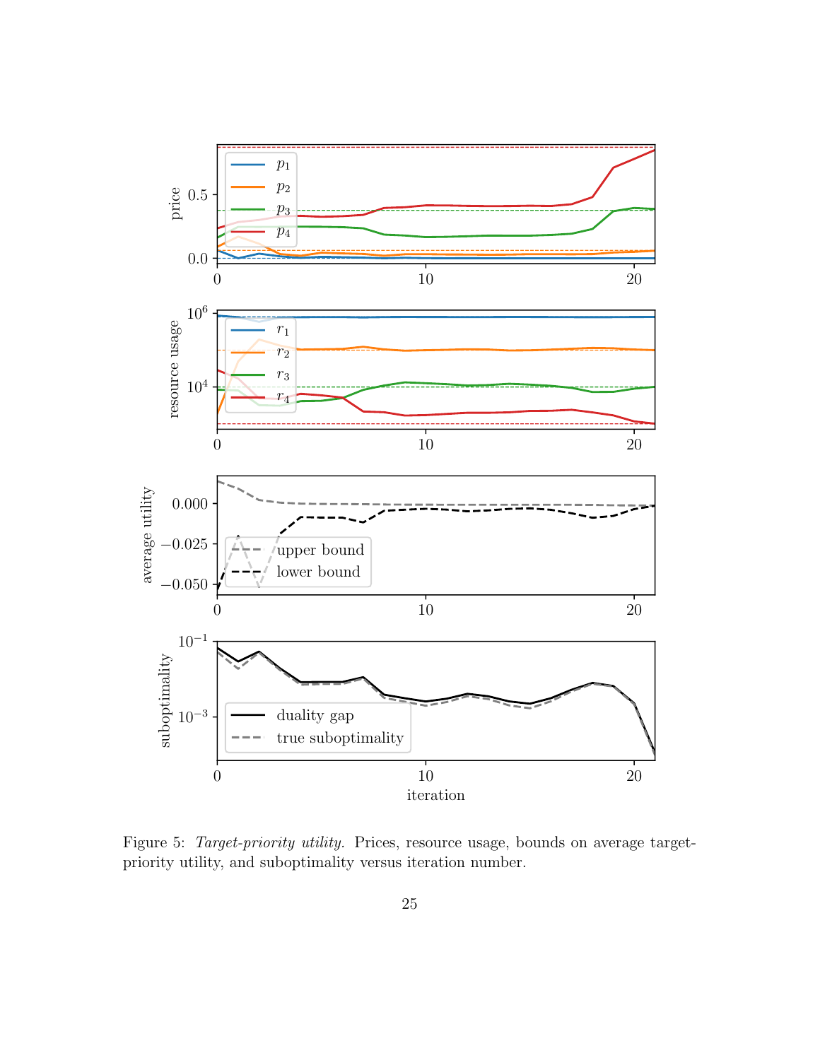Figure 5: *Target-priority utility.* Prices, resource usage, bounds on average target-priority utility, and suboptimality versus iteration number.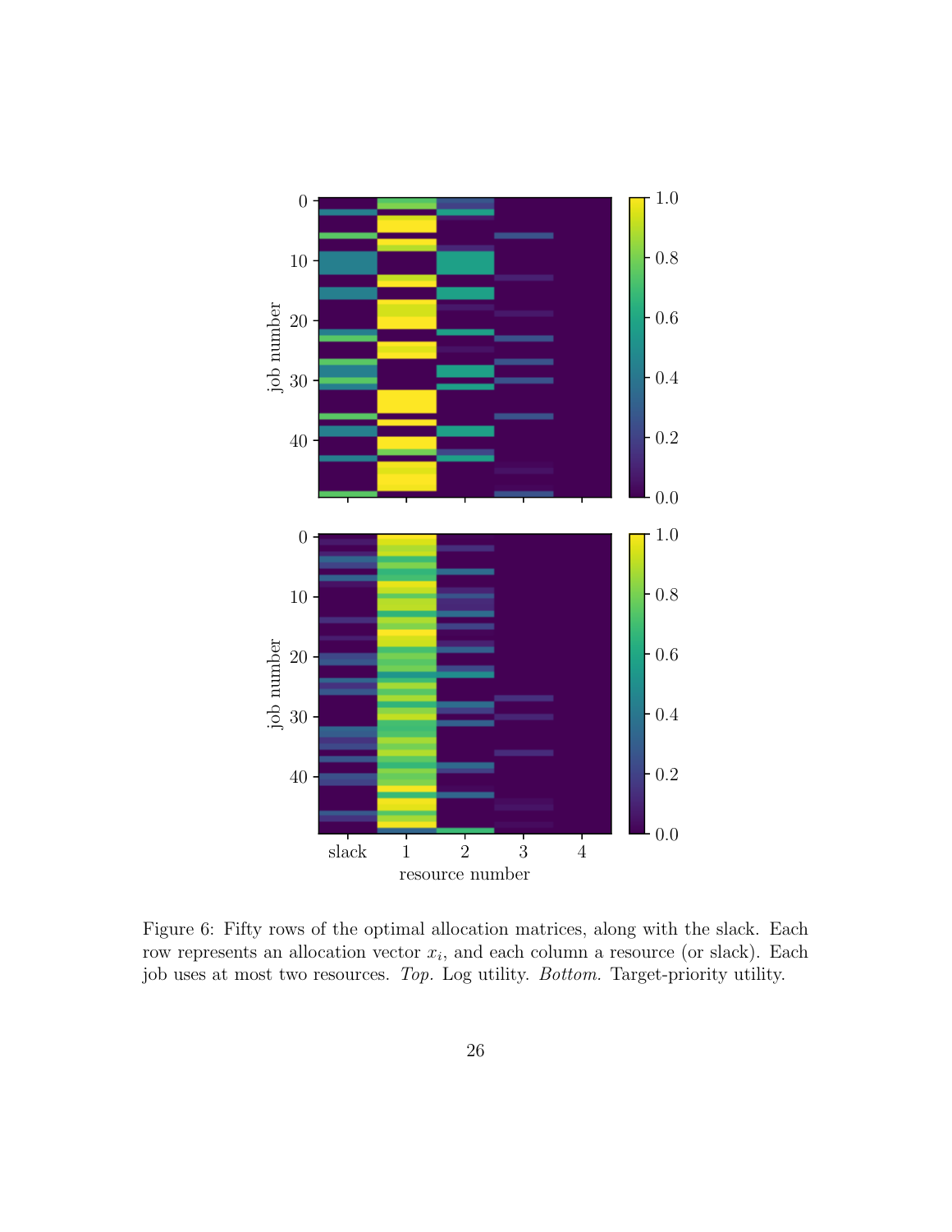Figure 6: Fifty rows of the optimal allocation matrices, along with the slack. Each row represents an allocation vector $x_i$, and each column a resource (or slack). Each job uses at most two resources. *Top.* Log utility. *Bottom.* Target-priority utility.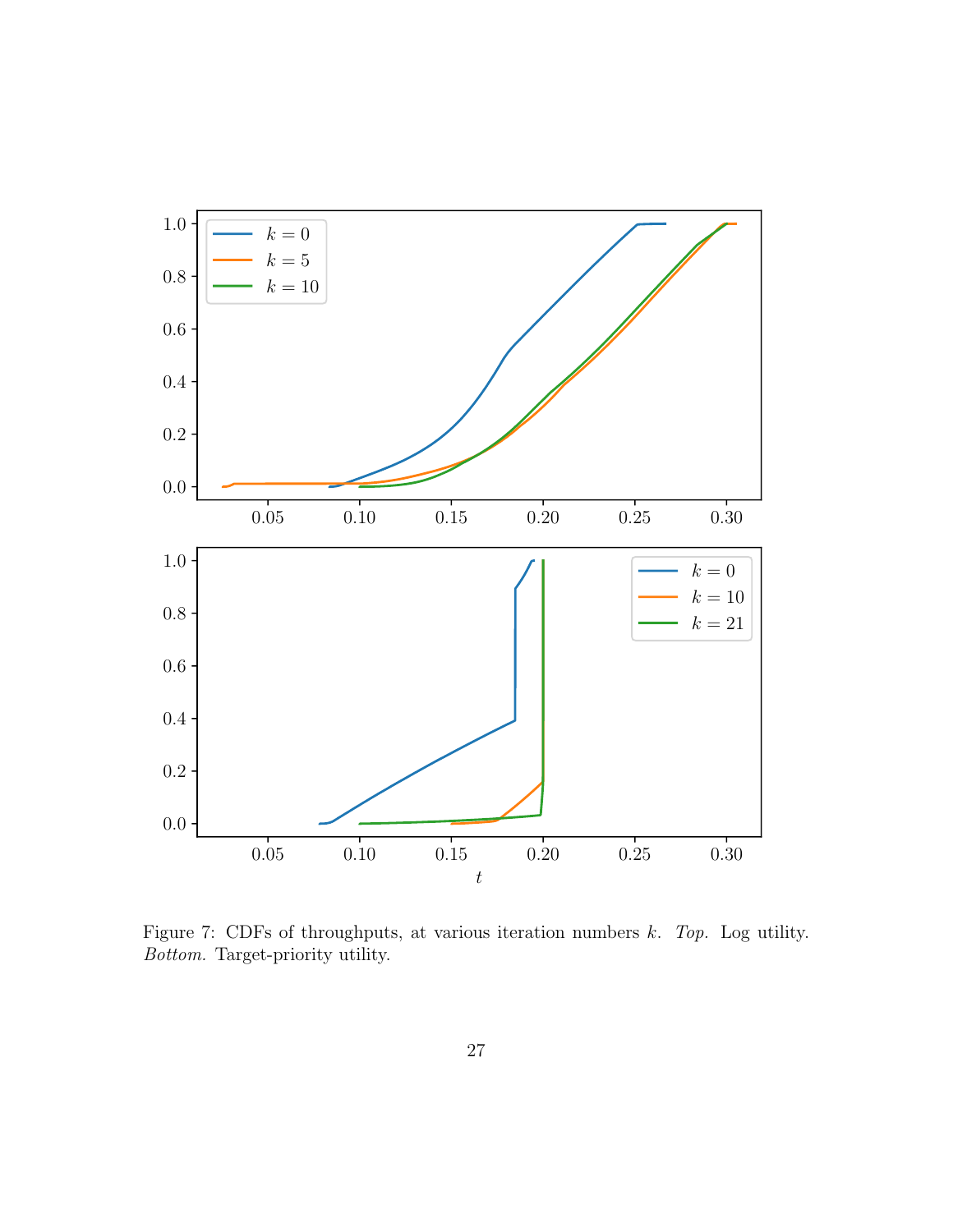Figure 7: CDFs of throughputs, at various iteration numbers $k$. *Top.* Log utility. *Bottom.* Target-priority utility.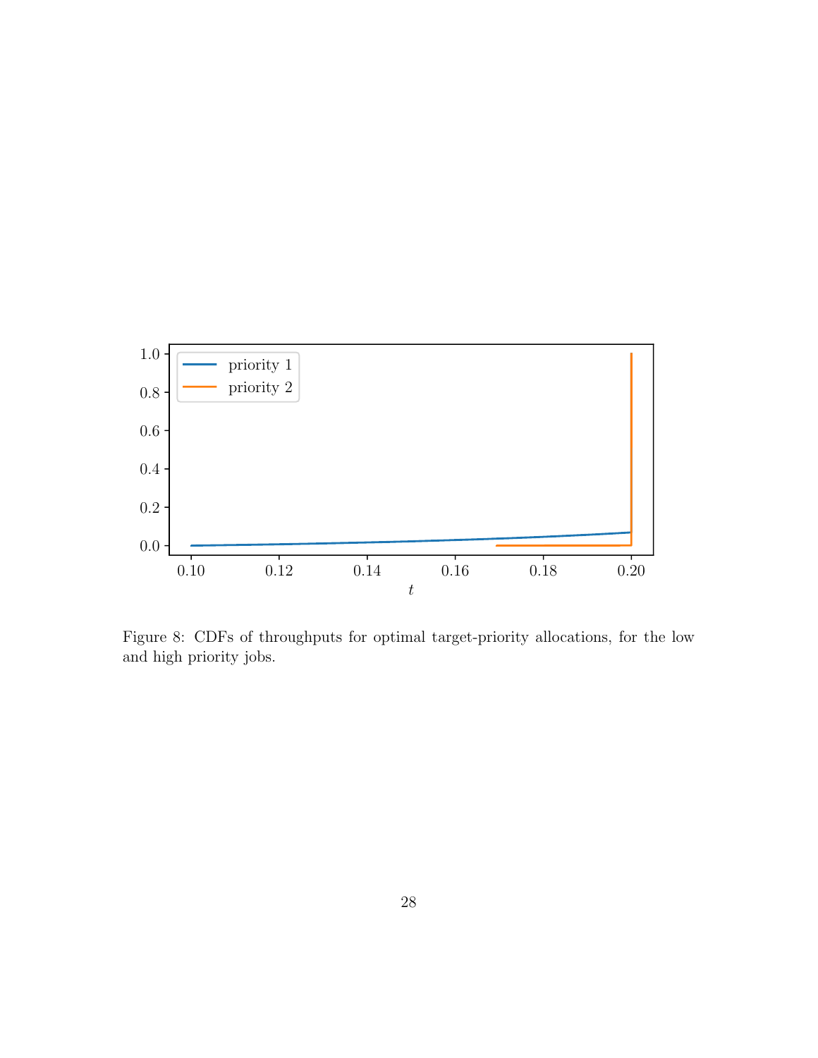Figure 8: CDFs of throughputs for optimal target-priority allocations, for the low and high priority jobs.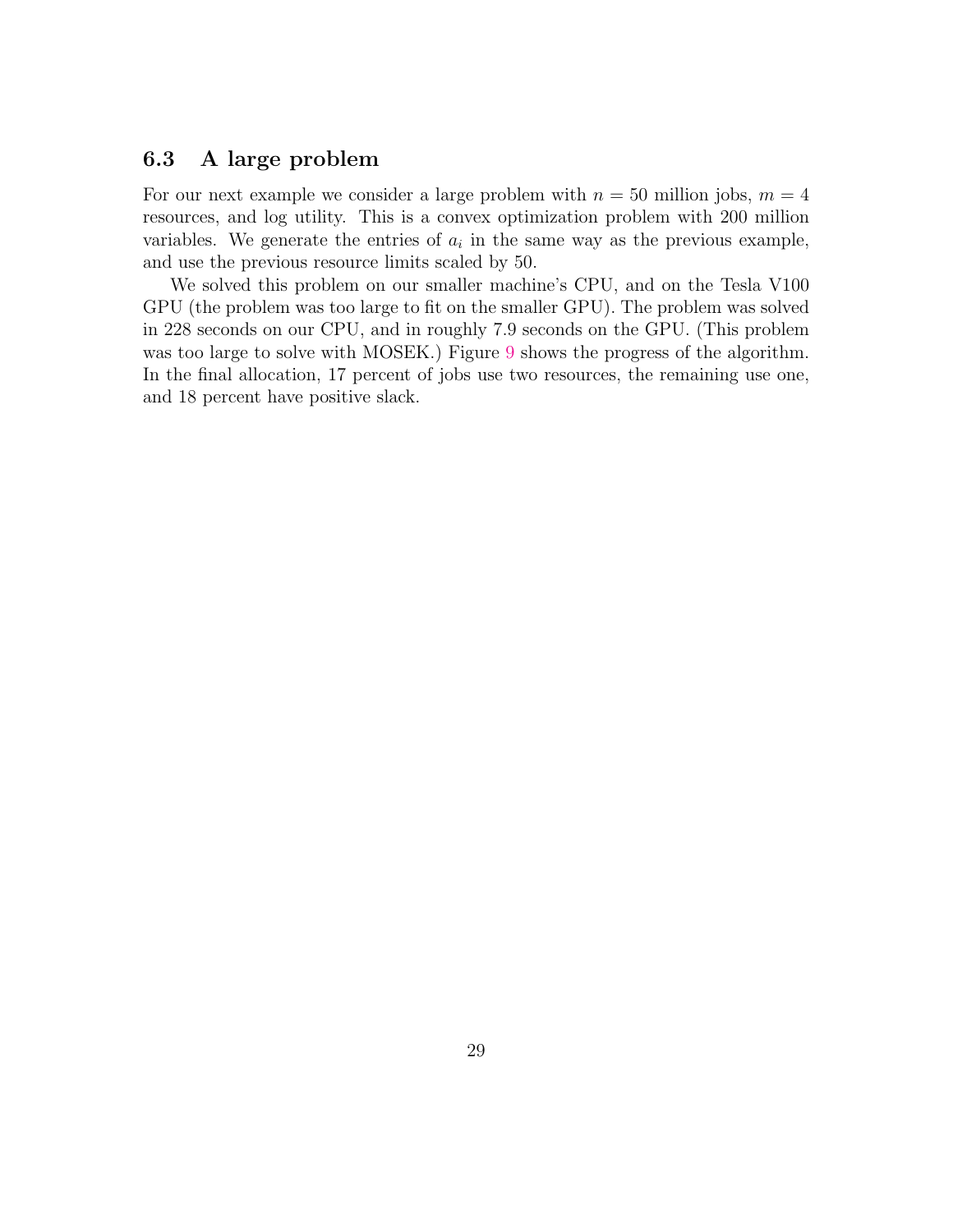### 6.3 A large problem

For our next example we consider a large problem with $n = 50$ million jobs, $m = 4$ resources, and log utility. This is a convex optimization problem with 200 million variables. We generate the entries of $a_i$ in the same way as the previous example, and use the previous resource limits scaled by 50.

We solved this problem on our smaller machine's CPU, and on the Tesla V100 GPU (the problem was too large to fit on the smaller GPU). The problem was solved in 228 seconds on our CPU, and in roughly 7.9 seconds on the GPU. (This problem was too large to solve with MOSEK.) Figure 9 shows the progress of the algorithm. In the final allocation, 17 percent of jobs use two resources, the remaining use one, and 18 percent have positive slack.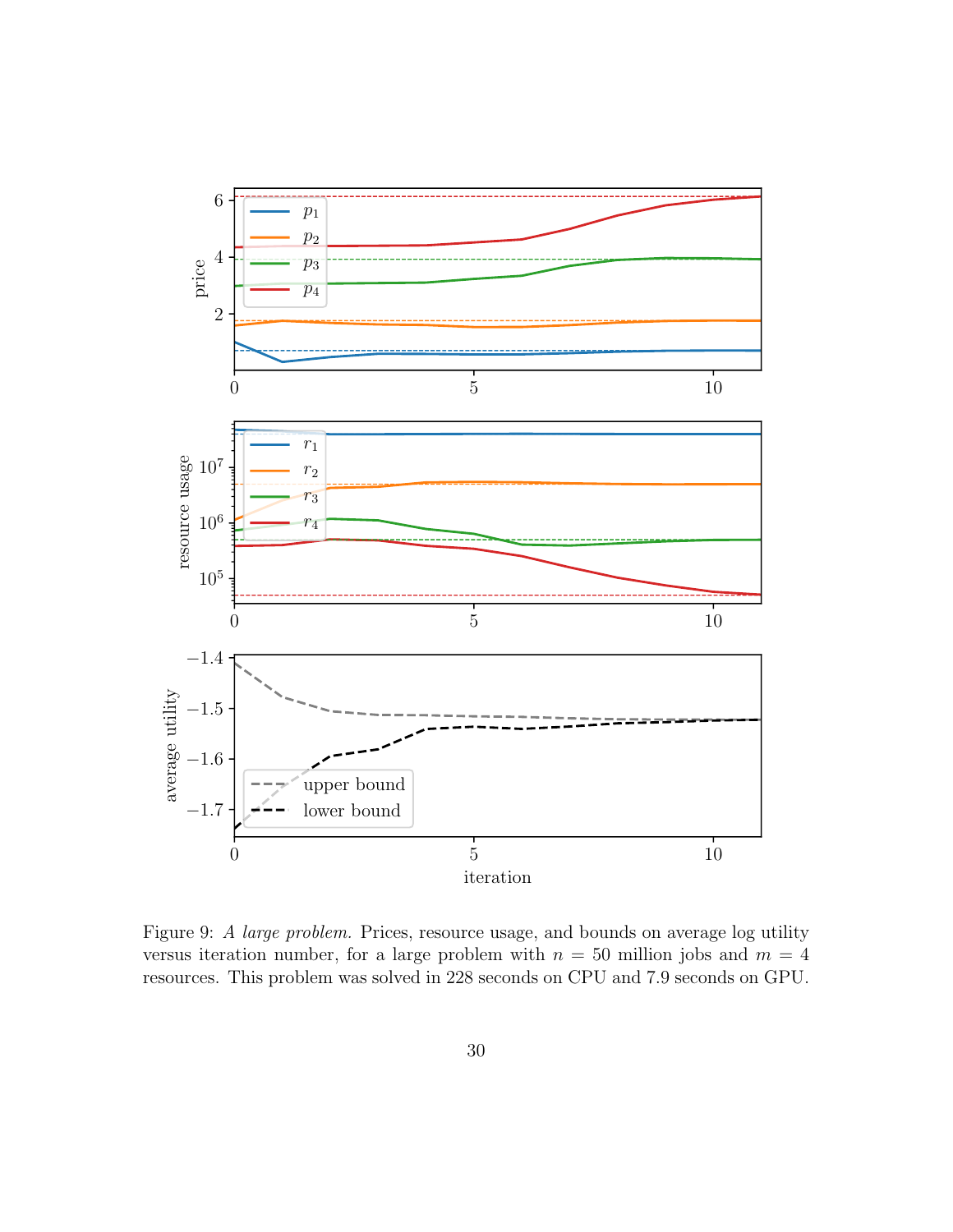Figure 9: *A large problem.* Prices, resource usage, and bounds on average log utility versus iteration number, for a large problem with $n = 50$ million jobs and $m = 4$ resources. This problem was solved in 228 seconds on CPU and 7.9 seconds on GPU.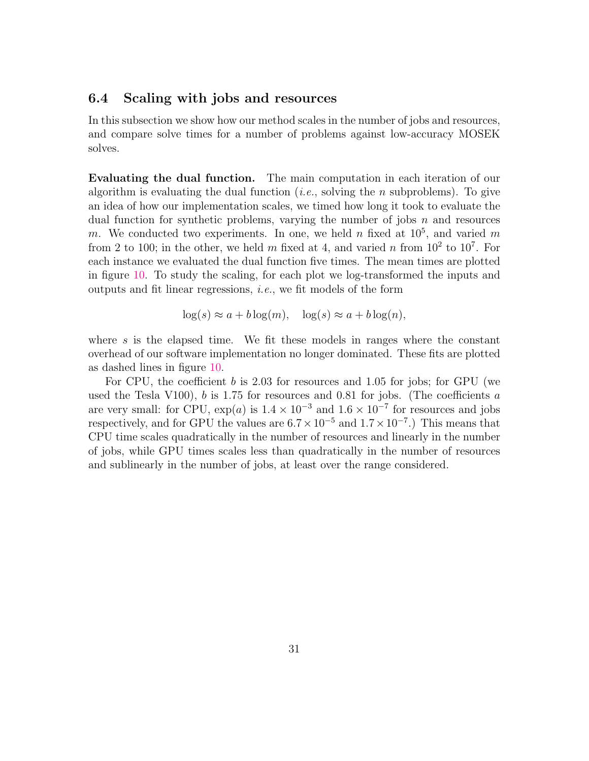### 6.4 Scaling with jobs and resources

In this subsection we show how our method scales in the number of jobs and resources, and compare solve times for a number of problems against low-accuracy MOSEK solves.

**Evaluating the dual function.** The main computation in each iteration of our algorithm is evaluating the dual function (*i.e.*, solving the $n$ subproblems). To give an idea of how our implementation scales, we timed how long it took to evaluate the dual function for synthetic problems, varying the number of jobs $n$ and resources $m$. We conducted two experiments. In one, we held $n$ fixed at $10^5$, and varied $m$ from 2 to 100; in the other, we held $m$ fixed at 4, and varied $n$ from $10^2$ to $10^7$. For each instance we evaluated the dual function five times. The mean times are plotted in figure 10. To study the scaling, for each plot we log-transformed the inputs and outputs and fit linear regressions, *i.e.*, we fit models of the form

$$\log(s) \approx a + b \log(m), \quad \log(s) \approx a + b \log(n),$$

where $s$ is the elapsed time. We fit these models in ranges where the constant overhead of our software implementation no longer dominated. These fits are plotted as dashed lines in figure 10.

For CPU, the coefficient $b$ is 2.03 for resources and 1.05 for jobs; for GPU (we used the Tesla V100), $b$ is 1.75 for resources and 0.81 for jobs. (The coefficients $a$ are very small: for CPU, $\exp(a)$ is $1.4 \times 10^{-3}$ and $1.6 \times 10^{-7}$ for resources and jobs respectively, and for GPU the values are $6.7 \times 10^{-5}$ and $1.7 \times 10^{-7}$.) This means that CPU time scales quadratically in the number of resources and linearly in the number of jobs, while GPU times scales less than quadratically in the number of resources and sublinearly in the number of jobs, at least over the range considered.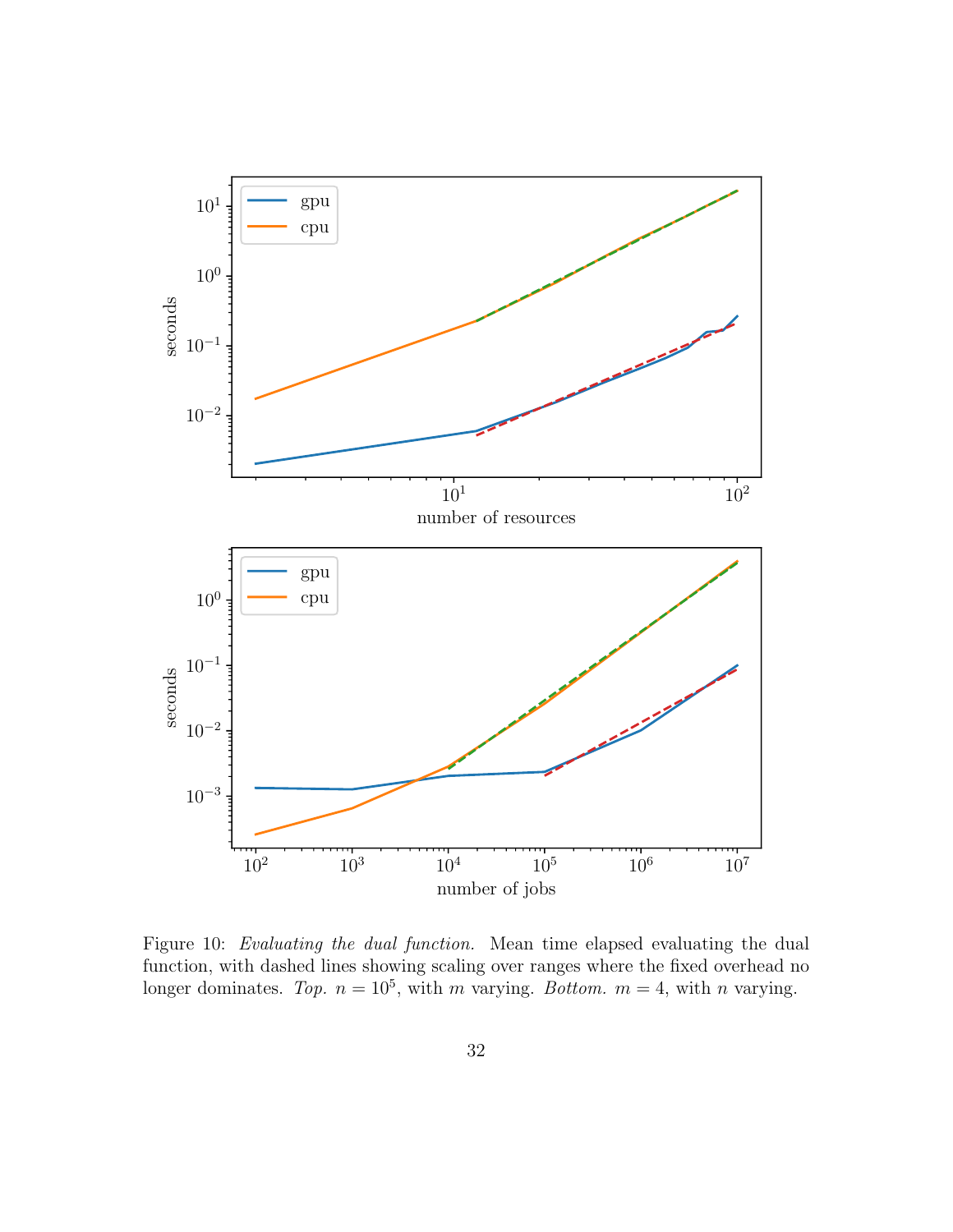Figure 10: *Evaluating the dual function.* Mean time elapsed evaluating the dual function, with dashed lines showing scaling over ranges where the fixed overhead no longer dominates. *Top.* $n = 10^5$, with $m$ varying. *Bottom.* $m = 4$, with $n$ varying.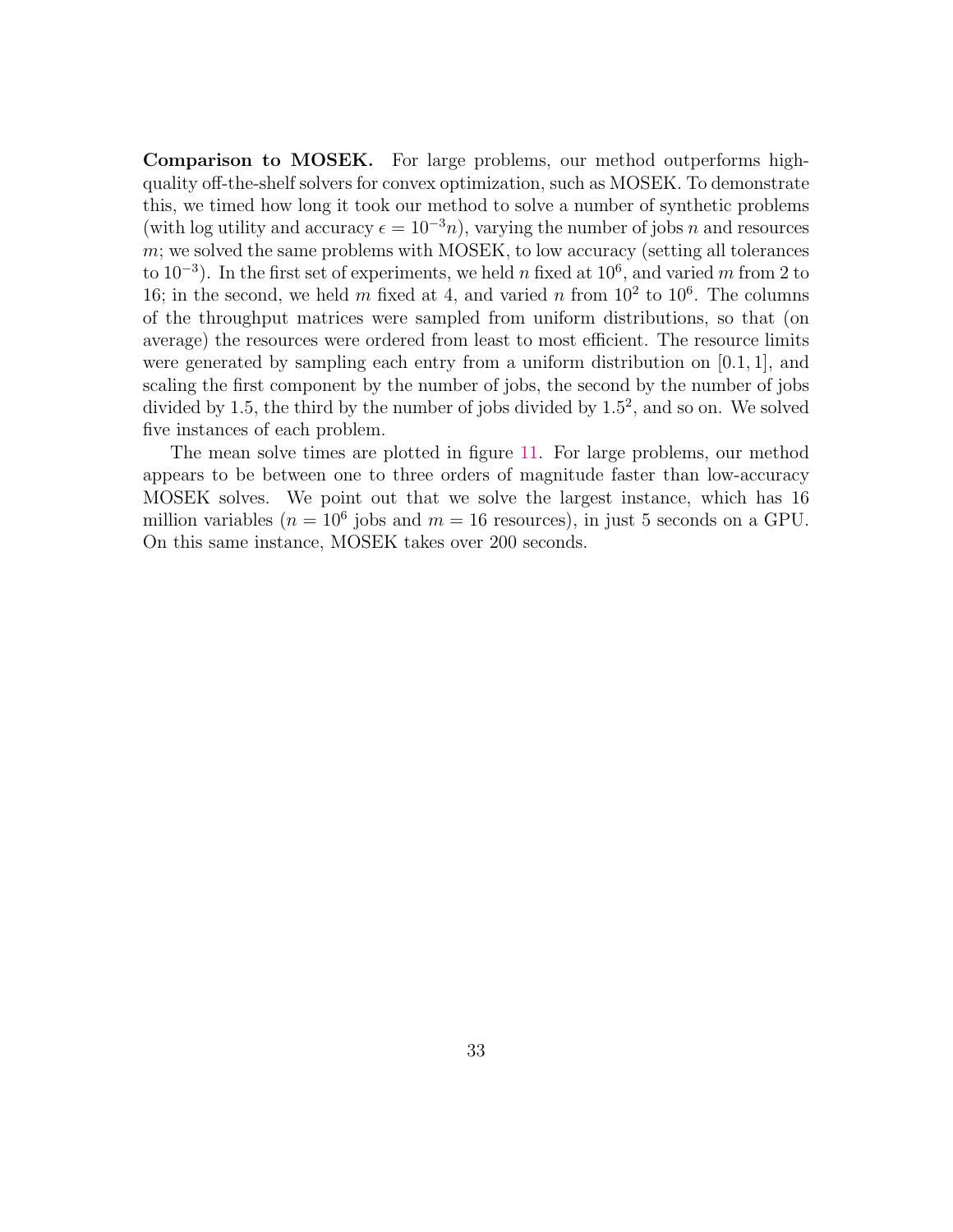**Comparison to MOSEK.** For large problems, our method outperforms high-quality off-the-shelf solvers for convex optimization, such as MOSEK. To demonstrate this, we timed how long it took our method to solve a number of synthetic problems (with log utility and accuracy $\epsilon = 10^{-3}n$), varying the number of jobs $n$ and resources $m$; we solved the same problems with MOSEK, to low accuracy (setting all tolerances to $10^{-3}$). In the first set of experiments, we held $n$ fixed at $10^6$, and varied $m$ from 2 to 16; in the second, we held $m$ fixed at 4, and varied $n$ from $10^2$ to $10^6$. The columns of the throughput matrices were sampled from uniform distributions, so that (on average) the resources were ordered from least to most efficient. The resource limits were generated by sampling each entry from a uniform distribution on $[0.1, 1]$, and scaling the first component by the number of jobs, the second by the number of jobs divided by 1.5, the third by the number of jobs divided by $1.5^2$, and so on. We solved five instances of each problem.

The mean solve times are plotted in figure 11. For large problems, our method appears to be between one to three orders of magnitude faster than low-accuracy MOSEK solves. We point out that we solve the largest instance, which has 16 million variables ($n = 10^6$ jobs and $m = 16$ resources), in just 5 seconds on a GPU. On this same instance, MOSEK takes over 200 seconds.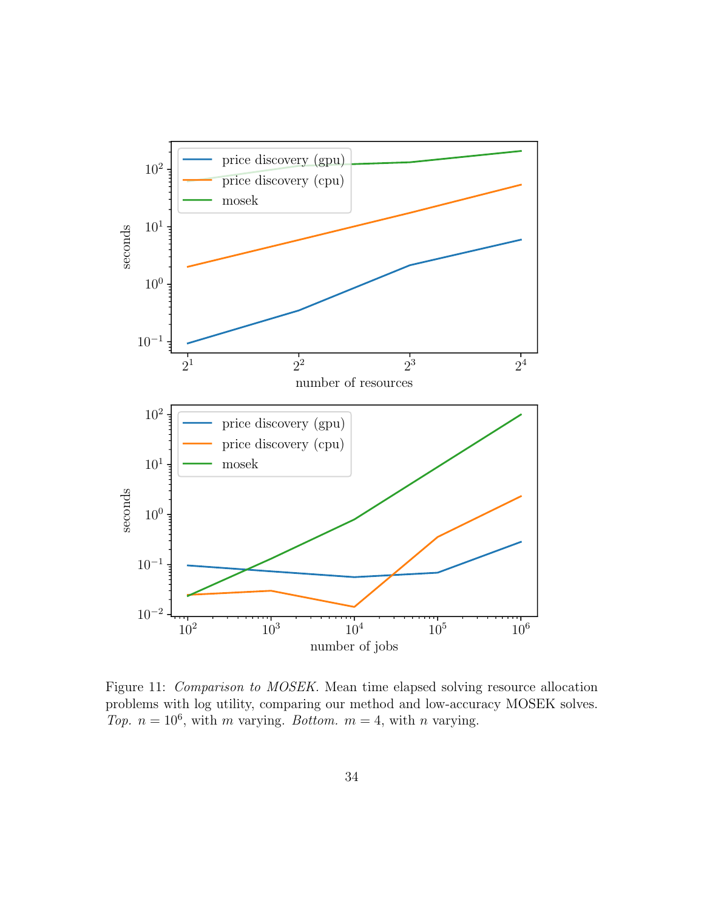Figure 11: *Comparison to MOSEK.* Mean time elapsed solving resource allocation problems with log utility, comparing our method and low-accuracy MOSEK solves. *Top.* $n = 10^6$, with $m$ varying. *Bottom.* $m = 4$, with $n$ varying.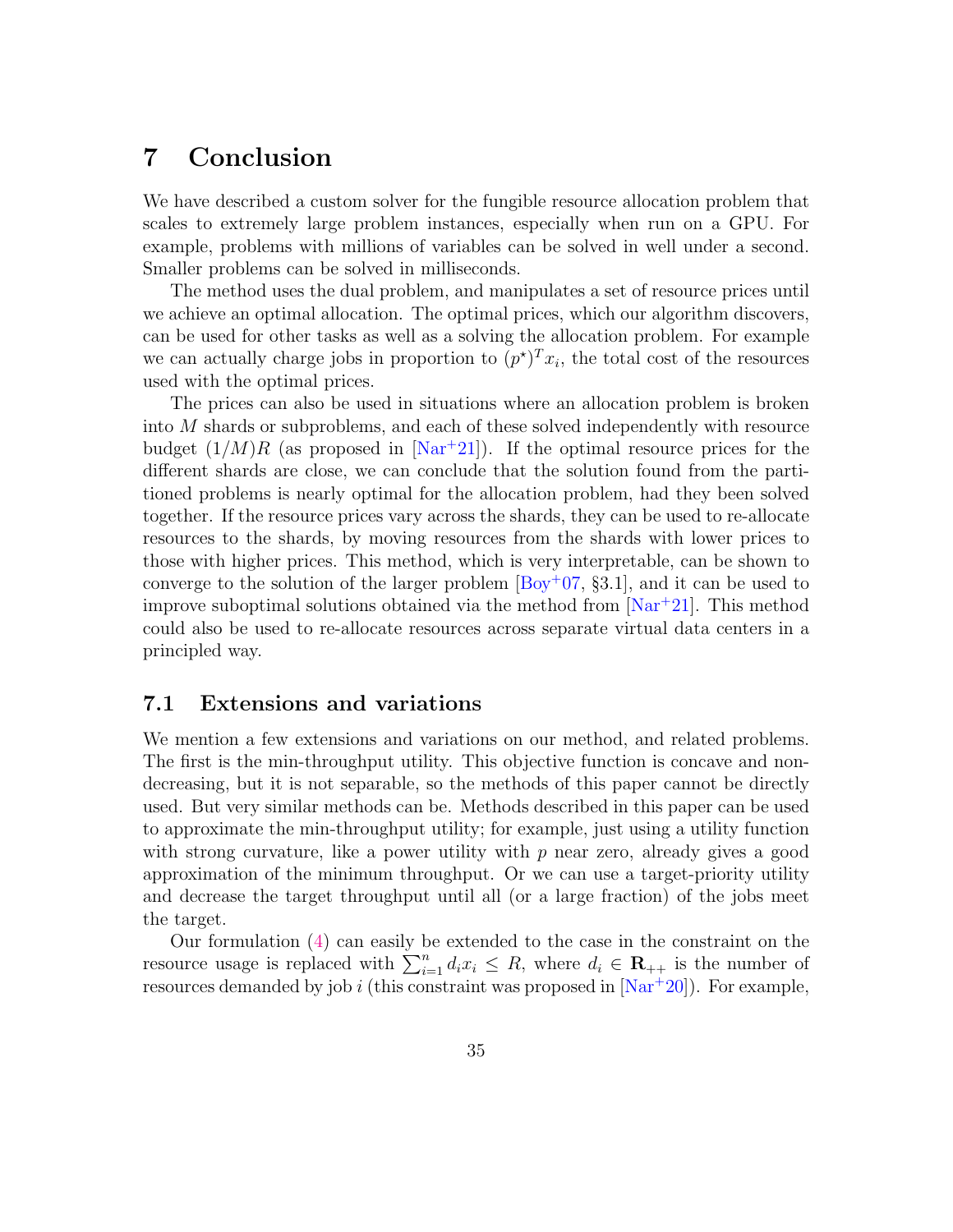# 7 Conclusion

We have described a custom solver for the fungible resource allocation problem that scales to extremely large problem instances, especially when run on a GPU. For example, problems with millions of variables can be solved in well under a second. Smaller problems can be solved in milliseconds.

The method uses the dual problem, and manipulates a set of resource prices until we achieve an optimal allocation. The optimal prices, which our algorithm discovers, can be used for other tasks as well as a solving the allocation problem. For example we can actually charge jobs in proportion to $(p^\star)^T x_i$, the total cost of the resources used with the optimal prices.

The prices can also be used in situations where an allocation problem is broken into $M$ shards or subproblems, and each of these solved independently with resource budget $(1/M)R$ (as proposed in [Nar+21]). If the optimal resource prices for the different shards are close, we can conclude that the solution found from the partitioned problems is nearly optimal for the allocation problem, had they been solved together. If the resource prices vary across the shards, they can be used to re-allocate resources to the shards, by moving resources from the shards with lower prices to those with higher prices. This method, which is very interpretable, can be shown to converge to the solution of the larger problem [Boy+07, §3.1], and it can be used to improve suboptimal solutions obtained via the method from [Nar+21]. This method could also be used to re-allocate resources across separate virtual data centers in a principled way.

## 7.1 Extensions and variations

We mention a few extensions and variations on our method, and related problems. The first is the min-throughput utility. This objective function is concave and nondecreasing, but it is not separable, so the methods of this paper cannot be directly used. But very similar methods can be. Methods described in this paper can be used to approximate the min-throughput utility; for example, just using a utility function with strong curvature, like a power utility with $p$ near zero, already gives a good approximation of the minimum throughput. Or we can use a target-priority utility and decrease the target throughput until all (or a large fraction) of the jobs meet the target.

Our formulation (4) can easily be extended to the case in the constraint on the resource usage is replaced with $\sum_{i=1}^n d_i x_i \leq R$, where $d_i \in \mathbf{R}_{++}$ is the number of resources demanded by job $i$ (this constraint was proposed in [Nar+20]). For example,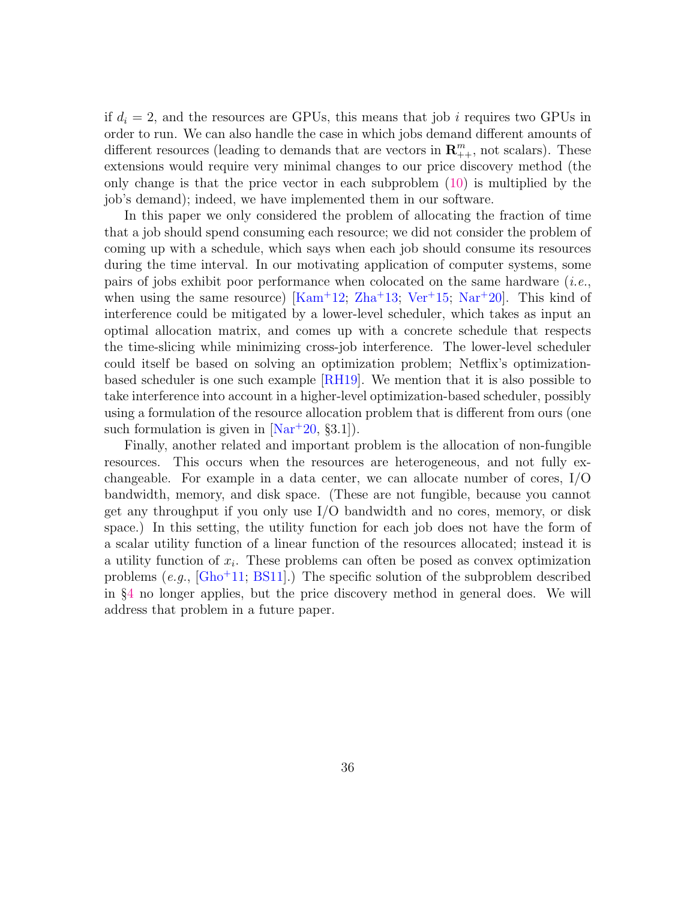if $d_i = 2$, and the resources are GPUs, this means that job $i$ requires two GPUs in order to run. We can also handle the case in which jobs demand different amounts of different resources (leading to demands that are vectors in $\mathbf{R}^m_{++}$, not scalars). These extensions would require very minimal changes to our price discovery method (the only change is that the price vector in each subproblem (10) is multiplied by the job's demand); indeed, we have implemented them in our software.

In this paper we only considered the problem of allocating the fraction of time that a job should spend consuming each resource; we did not consider the problem of coming up with a schedule, which says when each job should consume its resources during the time interval. In our motivating application of computer systems, some pairs of jobs exhibit poor performance when colocated on the same hardware (*i.e.*, when using the same resource) [Kam+12; Zha+13; Ver+15; Nar+20]. This kind of interference could be mitigated by a lower-level scheduler, which takes as input an optimal allocation matrix, and comes up with a concrete schedule that respects the time-slicing while minimizing cross-job interference. The lower-level scheduler could itself be based on solving an optimization problem; Netflix's optimization-based scheduler is one such example [RH19]. We mention that it is also possible to take interference into account in a higher-level optimization-based scheduler, possibly using a formulation of the resource allocation problem that is different from ours (one such formulation is given in [Nar+20, §3.1]).

Finally, another related and important problem is the allocation of non-fungible resources. This occurs when the resources are heterogeneous, and not fully exchangeable. For example in a data center, we can allocate number of cores, I/O bandwidth, memory, and disk space. (These are not fungible, because you cannot get any throughput if you only use I/O bandwidth and no cores, memory, or disk space.) In this setting, the utility function for each job does not have the form of a scalar utility function of a linear function of the resources allocated; instead it is a utility function of $x_i$. These problems can often be posed as convex optimization problems (*e.g.*, [Gho+11; BS11].) The specific solution of the subproblem described in §4 no longer applies, but the price discovery method in general does. We will address that problem in a future paper.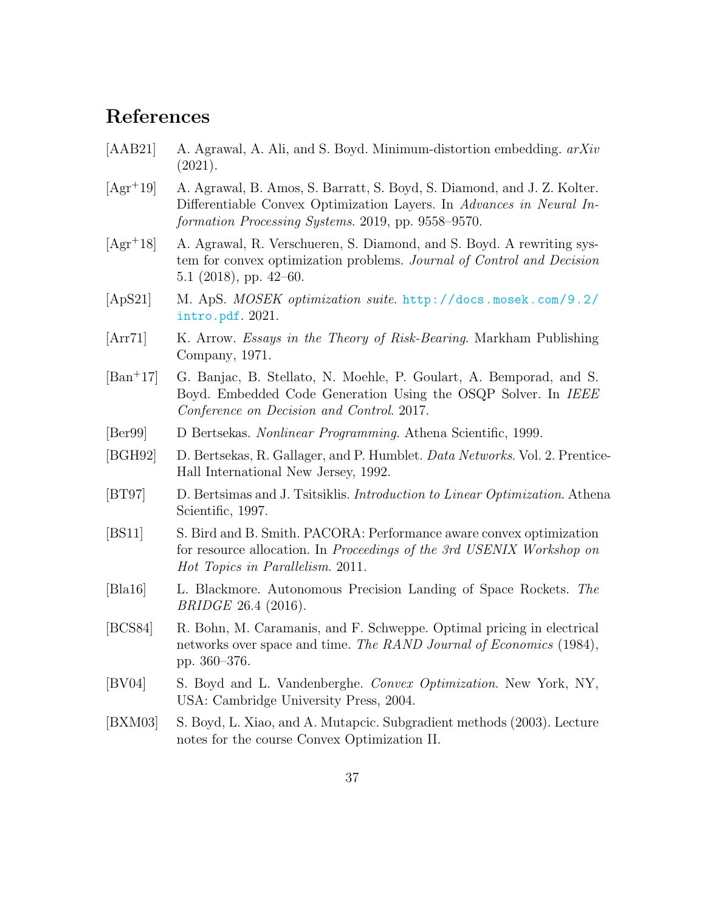# References

[AAB21] A. Agrawal, A. Ali, and S. Boyd. Minimum-distortion embedding. *arXiv* (2021).

[Agr+19] A. Agrawal, B. Amos, S. Barratt, S. Boyd, S. Diamond, and J. Z. Kolter. Differentiable Convex Optimization Layers. In *Advances in Neural Information Processing Systems*. 2019, pp. 9558–9570.

[Agr+18] A. Agrawal, R. Verschueren, S. Diamond, and S. Boyd. A rewriting system for convex optimization problems. *Journal of Control and Decision* 5.1 (2018), pp. 42–60.

[ApS21] M. ApS. *MOSEK optimization suite*. http://docs.mosek.com/9.2/intro.pdf. 2021.

[Arr71] K. Arrow. *Essays in the Theory of Risk-Bearing*. Markham Publishing Company, 1971.

[Ban+17] G. Banjac, B. Stellato, N. Moehle, P. Goulart, A. Bemporad, and S. Boyd. Embedded Code Generation Using the OSQP Solver. In *IEEE Conference on Decision and Control*. 2017.

[Ber99] D Bertsekas. *Nonlinear Programming*. Athena Scientific, 1999.

[BGH92] D. Bertsekas, R. Gallager, and P. Humblet. *Data Networks*. Vol. 2. Prentice-Hall International New Jersey, 1992.

[BT97] D. Bertsimas and J. Tsitsiklis. *Introduction to Linear Optimization*. Athena Scientific, 1997.

[BS11] S. Bird and B. Smith. PACORA: Performance aware convex optimization for resource allocation. In *Proceedings of the 3rd USENIX Workshop on Hot Topics in Parallelism*. 2011.

[Bla16] L. Blackmore. Autonomous Precision Landing of Space Rockets. *The BRIDGE* 26.4 (2016).

[BCS84] R. Bohn, M. Caramanis, and F. Schweppe. Optimal pricing in electrical networks over space and time. *The RAND Journal of Economics* (1984), pp. 360–376.

[BV04] S. Boyd and L. Vandenberghe. *Convex Optimization*. New York, NY, USA: Cambridge University Press, 2004.

[BXM03] S. Boyd, L. Xiao, and A. Mutapcic. Subgradient methods (2003). Lecture notes for the course Convex Optimization II.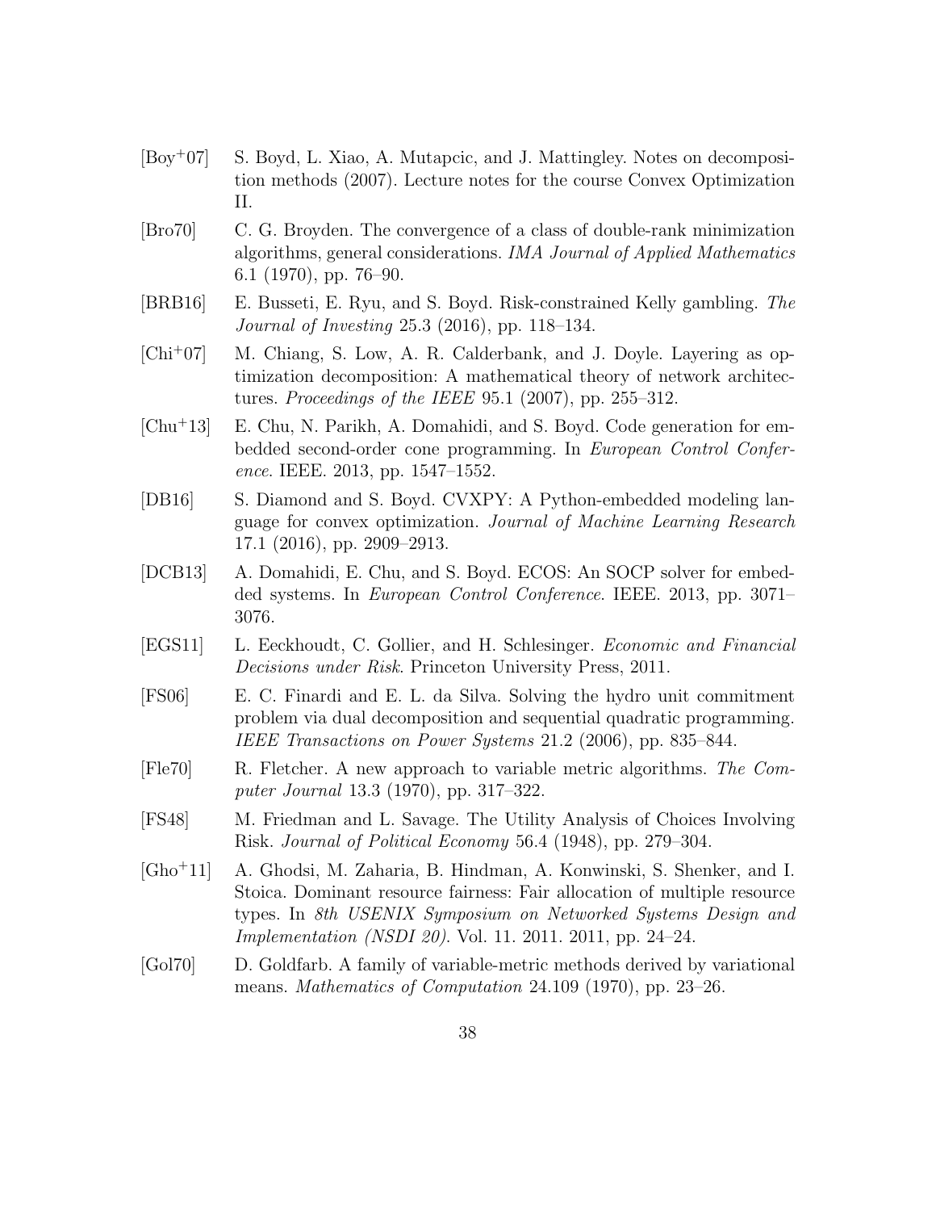[Boy+07] S. Boyd, L. Xiao, A. Mutapcic, and J. Mattingley. Notes on decomposition methods (2007). Lecture notes for the course Convex Optimization II.

[Bro70] C. G. Broyden. The convergence of a class of double-rank minimization algorithms, general considerations. *IMA Journal of Applied Mathematics* 6.1 (1970), pp. 76–90.

[BRB16] E. Busseti, E. Ryu, and S. Boyd. Risk-constrained Kelly gambling. *The Journal of Investing* 25.3 (2016), pp. 118–134.

[Chi+07] M. Chiang, S. Low, A. R. Calderbank, and J. Doyle. Layering as optimization decomposition: A mathematical theory of network architectures. *Proceedings of the IEEE* 95.1 (2007), pp. 255–312.

[Chu+13] E. Chu, N. Parikh, A. Domahidi, and S. Boyd. Code generation for embedded second-order cone programming. In *European Control Conference*. IEEE. 2013, pp. 1547–1552.

[DB16] S. Diamond and S. Boyd. CVXPY: A Python-embedded modeling language for convex optimization. *Journal of Machine Learning Research* 17.1 (2016), pp. 2909–2913.

[DCB13] A. Domahidi, E. Chu, and S. Boyd. ECOS: An SOCP solver for embedded systems. In *European Control Conference*. IEEE. 2013, pp. 3071–3076.

[EGS11] L. Eeckhoudt, C. Gollier, and H. Schlesinger. *Economic and Financial Decisions under Risk*. Princeton University Press, 2011.

[FS06] E. C. Finardi and E. L. da Silva. Solving the hydro unit commitment problem via dual decomposition and sequential quadratic programming. *IEEE Transactions on Power Systems* 21.2 (2006), pp. 835–844.

[Fle70] R. Fletcher. A new approach to variable metric algorithms. *The Computer Journal* 13.3 (1970), pp. 317–322.

[FS48] M. Friedman and L. Savage. The Utility Analysis of Choices Involving Risk. *Journal of Political Economy* 56.4 (1948), pp. 279–304.

[Gho+11] A. Ghodsi, M. Zaharia, B. Hindman, A. Konwinski, S. Shenker, and I. Stoica. Dominant resource fairness: Fair allocation of multiple resource types. In *8th USENIX Symposium on Networked Systems Design and Implementation (NSDI 20)*. Vol. 11. 2011. 2011, pp. 24–24.

[Gol70] D. Goldfarb. A family of variable-metric methods derived by variational means. *Mathematics of Computation* 24.109 (1970), pp. 23–26.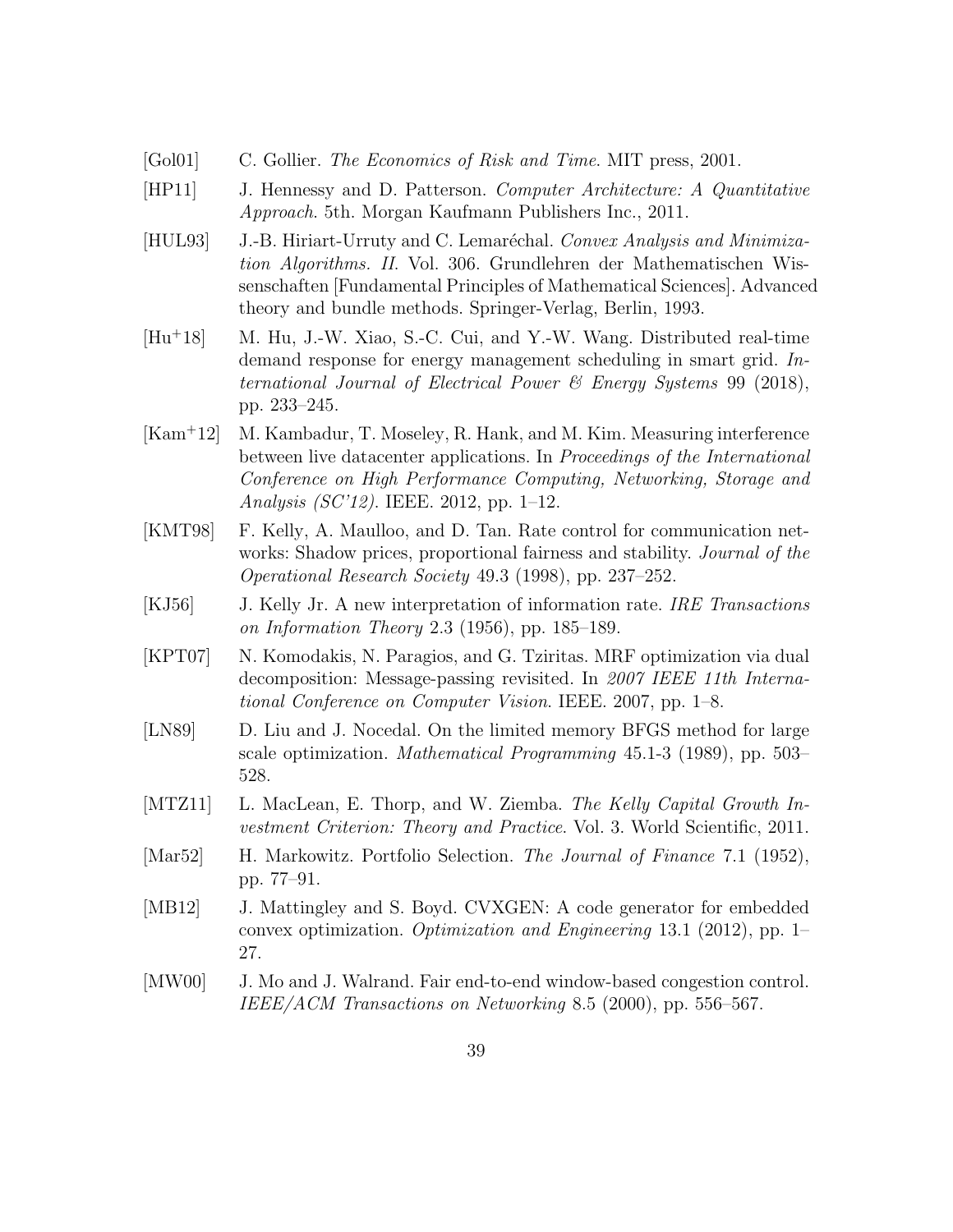[Gol01] C. Gollier. *The Economics of Risk and Time*. MIT press, 2001.

[HP11] J. Hennessy and D. Patterson. *Computer Architecture: A Quantitative Approach*. 5th. Morgan Kaufmann Publishers Inc., 2011.

[HUL93] J.-B. Hiriart-Urruty and C. Lemaréchal. *Convex Analysis and Minimization Algorithms. II*. Vol. 306. Grundlehren der Mathematischen Wissenschaften [Fundamental Principles of Mathematical Sciences]. Advanced theory and bundle methods. Springer-Verlag, Berlin, 1993.

[Hu+18] M. Hu, J.-W. Xiao, S.-C. Cui, and Y.-W. Wang. Distributed real-time demand response for energy management scheduling in smart grid. *International Journal of Electrical Power & Energy Systems* 99 (2018), pp. 233–245.

[Kam+12] M. Kambadur, T. Moseley, R. Hank, and M. Kim. Measuring interference between live datacenter applications. In *Proceedings of the International Conference on High Performance Computing, Networking, Storage and Analysis (SC'12)*. IEEE. 2012, pp. 1–12.

[KMT98] F. Kelly, A. Maulloo, and D. Tan. Rate control for communication networks: Shadow prices, proportional fairness and stability. *Journal of the Operational Research Society* 49.3 (1998), pp. 237–252.

[KJ56] J. Kelly Jr. A new interpretation of information rate. *IRE Transactions on Information Theory* 2.3 (1956), pp. 185–189.

[KPT07] N. Komodakis, N. Paragios, and G. Tziritas. MRF optimization via dual decomposition: Message-passing revisited. In *2007 IEEE 11th International Conference on Computer Vision*. IEEE. 2007, pp. 1–8.

[LN89] D. Liu and J. Nocedal. On the limited memory BFGS method for large scale optimization. *Mathematical Programming* 45.1-3 (1989), pp. 503–528.

[MTZ11] L. MacLean, E. Thorp, and W. Ziemba. *The Kelly Capital Growth Investment Criterion: Theory and Practice*. Vol. 3. World Scientific, 2011.

[Mar52] H. Markowitz. Portfolio Selection. *The Journal of Finance* 7.1 (1952), pp. 77–91.

[MB12] J. Mattingley and S. Boyd. CVXGEN: A code generator for embedded convex optimization. *Optimization and Engineering* 13.1 (2012), pp. 1–27.

[MW00] J. Mo and J. Walrand. Fair end-to-end window-based congestion control. *IEEE/ACM Transactions on Networking* 8.5 (2000), pp. 556–567.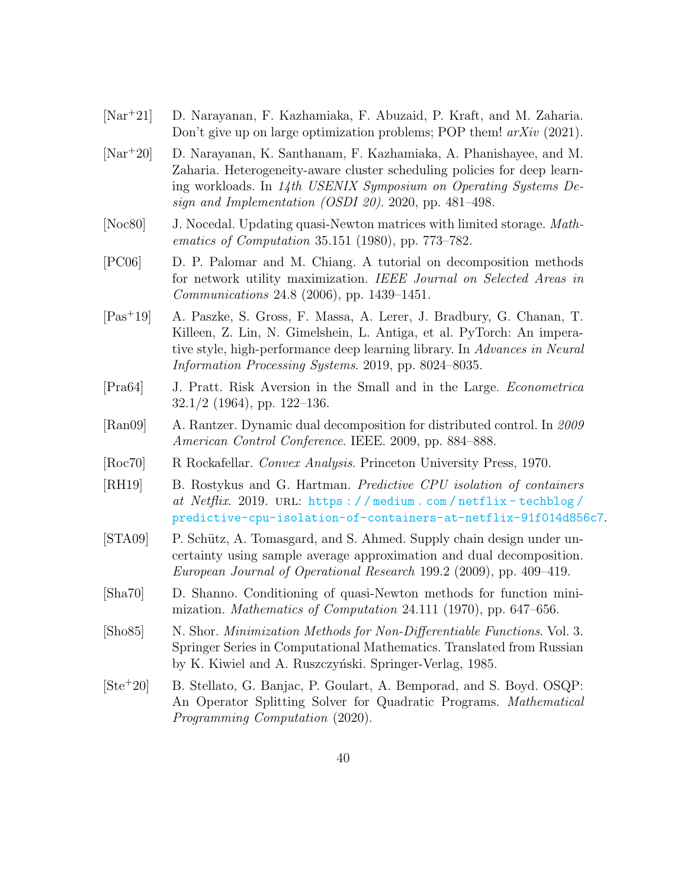[Nar+21] D. Narayanan, F. Kazhamiaka, F. Abuzaid, P. Kraft, and M. Zaharia. Don't give up on large optimization problems; POP them! *arXiv* (2021).

[Nar+20] D. Narayanan, K. Santhanam, F. Kazhamiaka, A. Phanishayee, and M. Zaharia. Heterogeneity-aware cluster scheduling policies for deep learning workloads. In *14th USENIX Symposium on Operating Systems Design and Implementation (OSDI 20)*. 2020, pp. 481–498.

[Noc80] J. Nocedal. Updating quasi-Newton matrices with limited storage. *Mathematics of Computation* 35.151 (1980), pp. 773–782.

[PC06] D. P. Palomar and M. Chiang. A tutorial on decomposition methods for network utility maximization. *IEEE Journal on Selected Areas in Communications* 24.8 (2006), pp. 1439–1451.

[Pas+19] A. Paszke, S. Gross, F. Massa, A. Lerer, J. Bradbury, G. Chanan, T. Killeen, Z. Lin, N. Gimelshein, L. Antiga, et al. PyTorch: An imperative style, high-performance deep learning library. In *Advances in Neural Information Processing Systems*. 2019, pp. 8024–8035.

[Pra64] J. Pratt. Risk Aversion in the Small and in the Large. *Econometrica* 32.1/2 (1964), pp. 122–136.

[Ran09] A. Rantzer. Dynamic dual decomposition for distributed control. In *2009 American Control Conference*. IEEE. 2009, pp. 884–888.

[Roc70] R Rockafellar. *Convex Analysis*. Princeton University Press, 1970.

[RH19] B. Rostykus and G. Hartman. *Predictive CPU isolation of containers at Netflix*. 2019. URL: https://medium.com/netflix-techblog/predictive-cpu-isolation-of-containers-at-netflix-91f014d856c7.

[STA09] P. Schütz, A. Tomasgard, and S. Ahmed. Supply chain design under uncertainty using sample average approximation and dual decomposition. *European Journal of Operational Research* 199.2 (2009), pp. 409–419.

[Sha70] D. Shanno. Conditioning of quasi-Newton methods for function minimization. *Mathematics of Computation* 24.111 (1970), pp. 647–656.

[Sho85] N. Shor. *Minimization Methods for Non-Differentiable Functions*. Vol. 3. Springer Series in Computational Mathematics. Translated from Russian by K. Kiwiel and A. Ruszczyński. Springer-Verlag, 1985.

[Ste+20] B. Stellato, G. Banjac, P. Goulart, A. Bemporad, and S. Boyd. OSQP: An Operator Splitting Solver for Quadratic Programs. *Mathematical Programming Computation* (2020).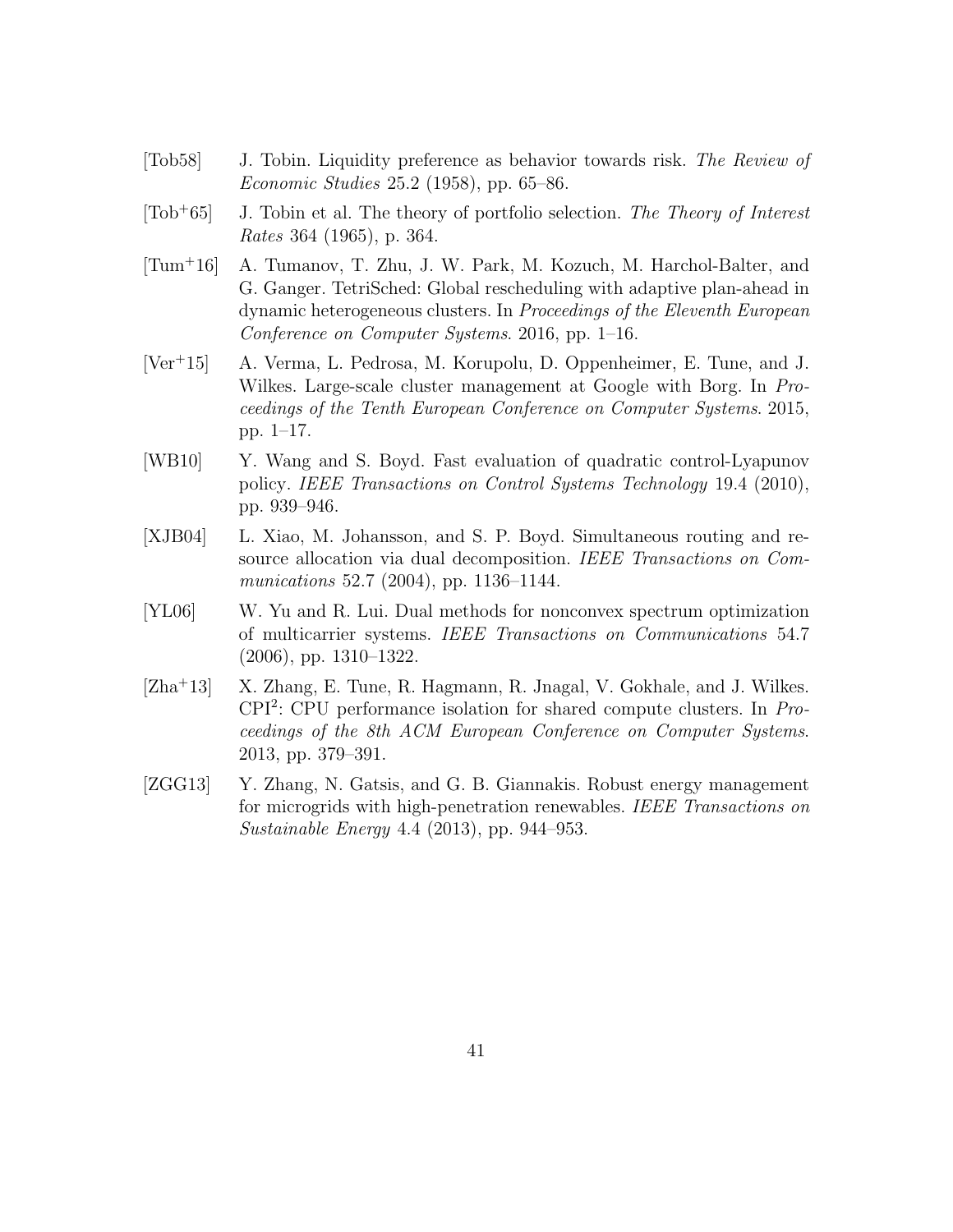[Tob58] J. Tobin. Liquidity preference as behavior towards risk. *The Review of Economic Studies* 25.2 (1958), pp. 65–86.

[Tob+65] J. Tobin et al. The theory of portfolio selection. *The Theory of Interest Rates* 364 (1965), p. 364.

[Tum+16] A. Tumanov, T. Zhu, J. W. Park, M. Kozuch, M. Harchol-Balter, and G. Ganger. TetriSched: Global rescheduling with adaptive plan-ahead in dynamic heterogeneous clusters. In *Proceedings of the Eleventh European Conference on Computer Systems*. 2016, pp. 1–16.

[Ver+15] A. Verma, L. Pedrosa, M. Korupolu, D. Oppenheimer, E. Tune, and J. Wilkes. Large-scale cluster management at Google with Borg. In *Proceedings of the Tenth European Conference on Computer Systems*. 2015, pp. 1–17.

[WB10] Y. Wang and S. Boyd. Fast evaluation of quadratic control-Lyapunov policy. *IEEE Transactions on Control Systems Technology* 19.4 (2010), pp. 939–946.

[XJB04] L. Xiao, M. Johansson, and S. P. Boyd. Simultaneous routing and resource allocation via dual decomposition. *IEEE Transactions on Communications* 52.7 (2004), pp. 1136–1144.

[YL06] W. Yu and R. Lui. Dual methods for nonconvex spectrum optimization of multicarrier systems. *IEEE Transactions on Communications* 54.7 (2006), pp. 1310–1322.

[Zha+13] X. Zhang, E. Tune, R. Hagmann, R. Jnagal, V. Gokhale, and J. Wilkes. CPI$^2$: CPU performance isolation for shared compute clusters. In *Proceedings of the 8th ACM European Conference on Computer Systems*. 2013, pp. 379–391.

[ZGG13] Y. Zhang, N. Gatsis, and G. B. Giannakis. Robust energy management for microgrids with high-penetration renewables. *IEEE Transactions on Sustainable Energy* 4.4 (2013), pp. 944–953.